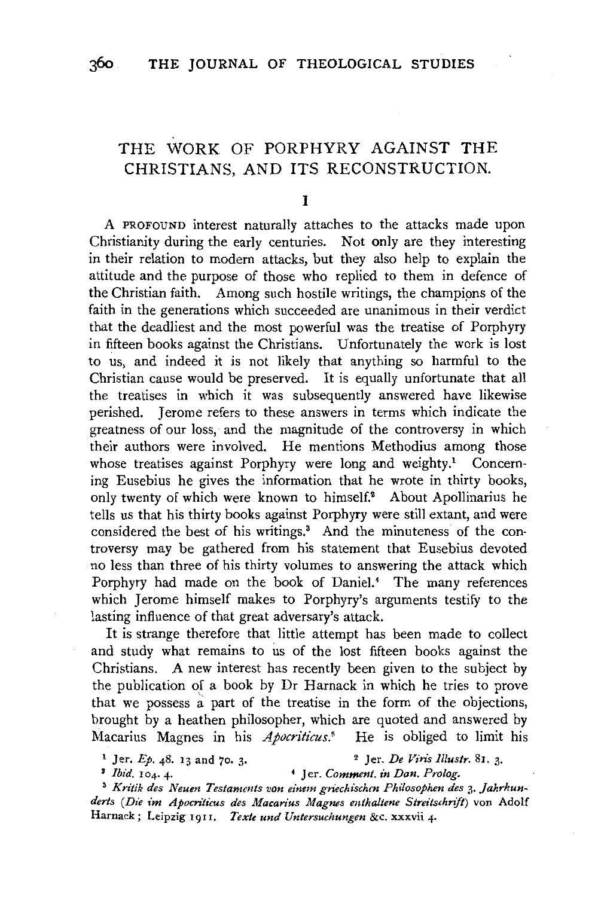# THE WORK OF PORPHYRY AGAINST THE CHRISTIANS, AND ITS RECONSTRUCTION.

## I

A PROFOUND interest naturally attaches to the attacks made upon Christianity during the early centuries. Not only are they interesting in their relation to modern attacks, but they also help to explain the attitude and the purpose of those who replied to them in defence of the Christian faith. Among such hostile writings, the champions of the faith in the generations which succeeded are unanimous in their verdict that the deadliest and the most powerful was the treatise of Porphyry in fifteen books against the Christians. Unfortunately the work is lost to us, and indeed it is not likely that anything so harmful to the Christian cause would be preserved. It is equally unfortunate that all the treatises in which it was subsequently answered have likewise perished. Jerome refers to these answers in terms which indicate the greatness of our loss, and the magnitude of the controversy in which their authors were involved. He mentions Methodius among those whose treatises against Porphyry were long and weighty.[1] Concerning Eusebius he gives the information that he wrote in thirty books, only twenty of which were known to himself.[2] About Apollinarius he tells us that his thirty books against Porphyry were still extant, and were considered the best of his writings.[3] And the minuteness of the controversy may be gathered from his statement that Eusebius devoted no less than three of his thirty volumes to answering the attack which Porphyry had made on the book of Daniel.[4] The many references which Jerome himself makes to Porphyry's arguments testify to the lasting influence of that great adversary's attack.

It is strange therefore that little attempt has been made to collect and study what remains to us of the lost fifteen books against the Christians. A new interest has recently been given to the subject by the publication of a book by Dr Harnack in which he tries to prove that we possess a part of the treatise in the form of the objections, brought by a heathen philosopher, which are quoted and answered by Macarius Magnes in his *Apocriticus*.[5] He is obliged to limit his

[1] Jer. *Ep.* 48. 13 and 70. 3.

[2] Jer. *De Viris Illustr.* 81. 3.

[3] *Ibid.* 104. 4.

[4] Jer. *Comment. in Dan. Prolog.*

[5] *Kritik des Neuen Testaments von einem griechischen Philosophen des 3. Jahrhunderts* (*Die im Apocriticus des Macarius Magnes enthaltene Streitschrift*) von Adolf Harnack; Leipzig 1911. *Texte und Untersuchungen* &c. xxxvii 4.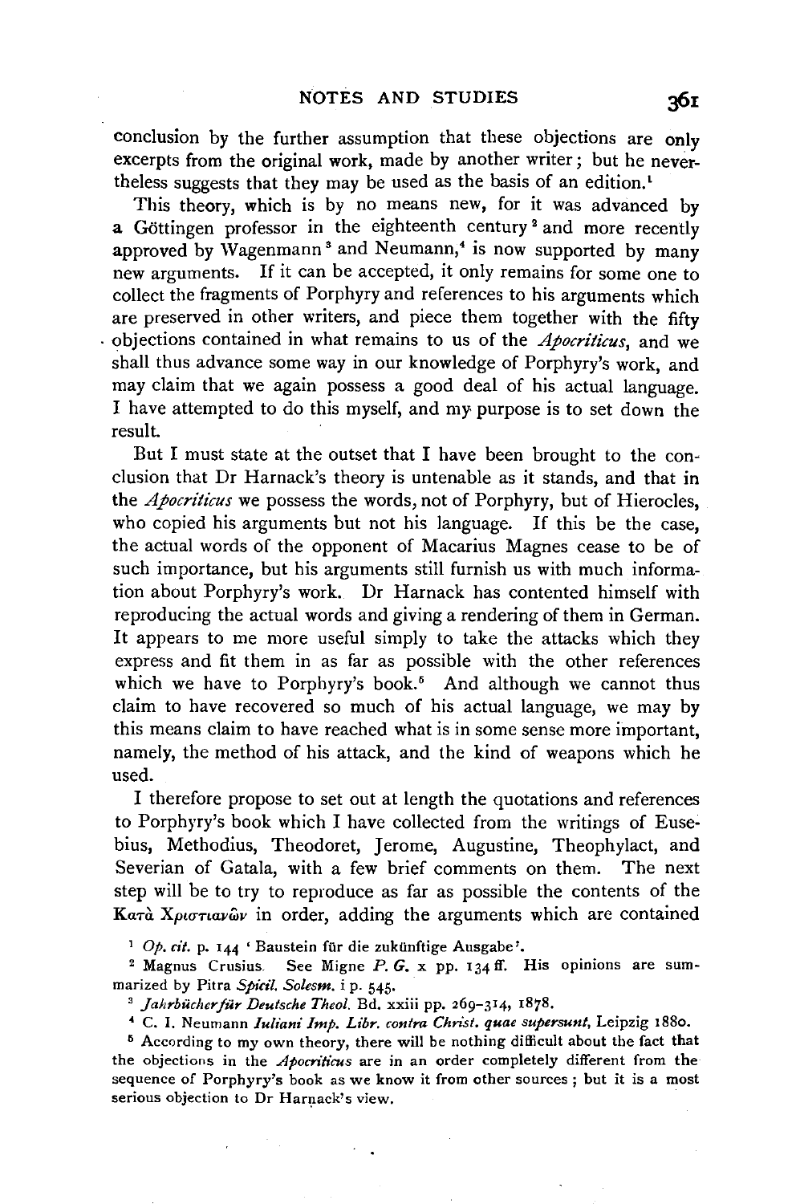conclusion by the further assumption that these objections are only excerpts from the original work, made by another writer; but he nevertheless suggests that they may be used as the basis of an edition.[1]

This theory, which is by no means new, for it was advanced by a Göttingen professor in the eighteenth century[2] and more recently approved by Wagenmann[3] and Neumann,[4] is now supported by many new arguments. If it can be accepted, it only remains for some one to collect the fragments of Porphyry and references to his arguments which are preserved in other writers, and piece them together with the fifty objections contained in what remains to us of the *Apocriticus*, and we shall thus advance some way in our knowledge of Porphyry's work, and may claim that we again possess a good deal of his actual language. I have attempted to do this myself, and my purpose is to set down the result.

But I must state at the outset that I have been brought to the conclusion that Dr Harnack's theory is untenable as it stands, and that in the *Apocriticus* we possess the words, not of Porphyry, but of Hierocles, who copied his arguments but not his language. If this be the case, the actual words of the opponent of Macarius Magnes cease to be of such importance, but his arguments still furnish us with much information about Porphyry's work. Dr Harnack has contented himself with reproducing the actual words and giving a rendering of them in German. It appears to me more useful simply to take the attacks which they express and fit them in as far as possible with the other references which we have to Porphyry's book.[5] And although we cannot thus claim to have recovered so much of his actual language, we may by this means claim to have reached what is in some sense more important, namely, the method of his attack, and the kind of weapons which he used.

I therefore propose to set out at length the quotations and references to Porphyry's book which I have collected from the writings of Eusebius, Methodius, Theodoret, Jerome, Augustine, Theophylact, and Severian of Gatala, with a few brief comments on them. The next step will be to try to reproduce as far as possible the contents of the Κατὰ Χριστιανῶν in order, adding the arguments which are contained

[1] *Op. cit.* p. 144 'Baustein für die zukünftige Ausgabe'.

[2] Magnus Crusius. See Migne *P. G.* x pp. 134 ff. His opinions are summarized by Pitra *Spicil. Solesm.* i p. 545.

[3] *Jahrbücher für Deutsche Theol.* Bd. xxiii pp. 269–314, 1878.

[4] C. I. Neumann *Iuliani Imp. Libr. contra Christ. quae supersunt*, Leipzig 1880.

[5] According to my own theory, there will be nothing difficult about the fact that the objections in the *Apocriticus* are in an order completely different from the sequence of Porphyry's book as we know it from other sources; but it is a most serious objection to Dr Harnack's view.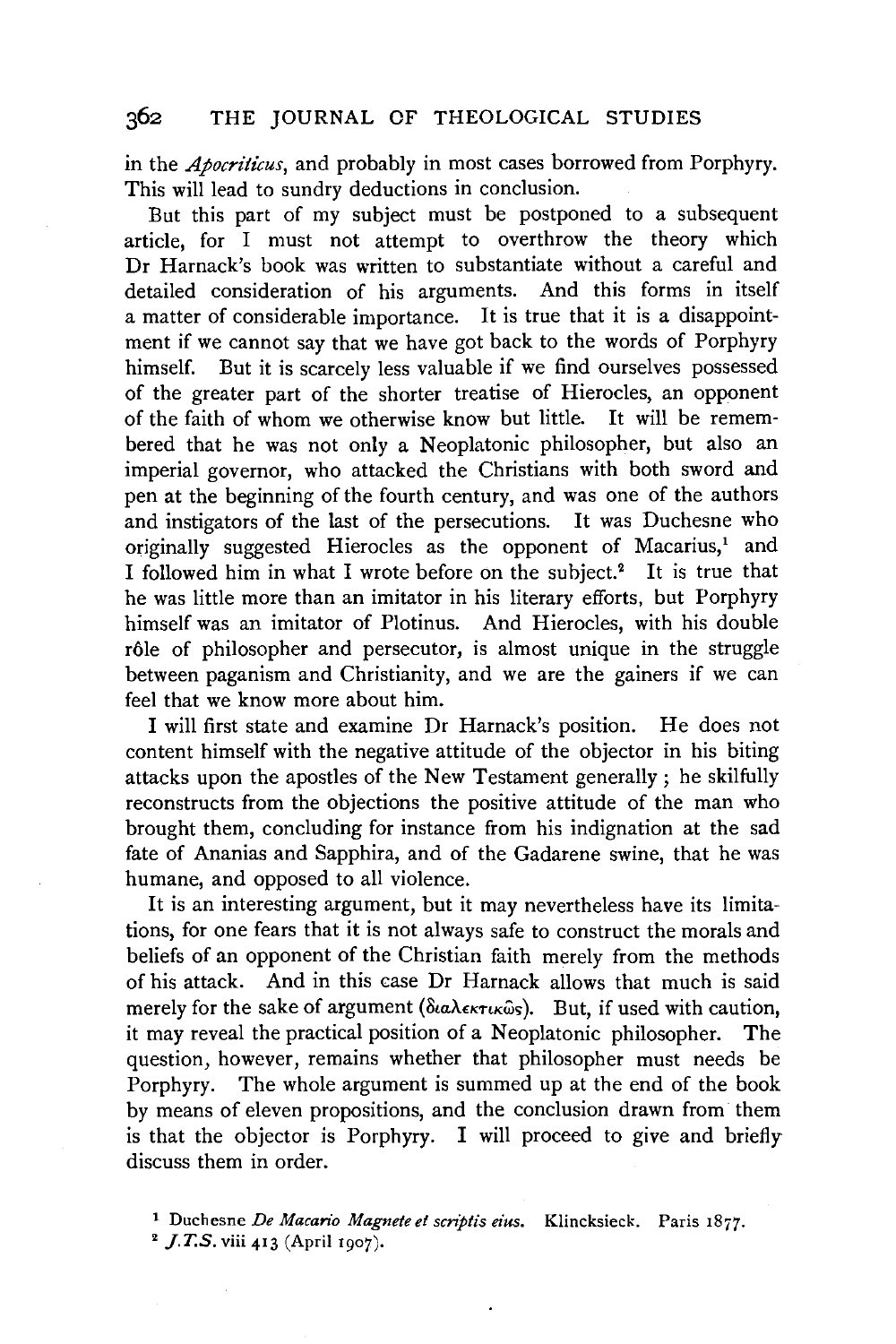in the *Apocriticus*, and probably in most cases borrowed from Porphyry. This will lead to sundry deductions in conclusion.

But this part of my subject must be postponed to a subsequent article, for I must not attempt to overthrow the theory which Dr Harnack's book was written to substantiate without a careful and detailed consideration of his arguments. And this forms in itself a matter of considerable importance. It is true that it is a disappointment if we cannot say that we have got back to the words of Porphyry himself. But it is scarcely less valuable if we find ourselves possessed of the greater part of the shorter treatise of Hierocles, an opponent of the faith of whom we otherwise know but little. It will be remembered that he was not only a Neoplatonic philosopher, but also an imperial governor, who attacked the Christians with both sword and pen at the beginning of the fourth century, and was one of the authors and instigators of the last of the persecutions. It was Duchesne who originally suggested Hierocles as the opponent of Macarius,[1] and I followed him in what I wrote before on the subject.[2] It is true that he was little more than an imitator in his literary efforts, but Porphyry himself was an imitator of Plotinus. And Hierocles, with his double rôle of philosopher and persecutor, is almost unique in the struggle between paganism and Christianity, and we are the gainers if we can feel that we know more about him.

I will first state and examine Dr Harnack's position. He does not content himself with the negative attitude of the objector in his biting attacks upon the apostles of the New Testament generally; he skilfully reconstructs from the objections the positive attitude of the man who brought them, concluding for instance from his indignation at the sad fate of Ananias and Sapphira, and of the Gadarene swine, that he was humane, and opposed to all violence.

It is an interesting argument, but it may nevertheless have its limitations, for one fears that it is not always safe to construct the morals and beliefs of an opponent of the Christian faith merely from the methods of his attack. And in this case Dr Harnack allows that much is said merely for the sake of argument (διαλεκτικῶς). But, if used with caution, it may reveal the practical position of a Neoplatonic philosopher. The question, however, remains whether that philosopher must needs be Porphyry. The whole argument is summed up at the end of the book by means of eleven propositions, and the conclusion drawn from them is that the objector is Porphyry. I will proceed to give and briefly discuss them in order.

[1] Duchesne *De Macario Magnete et scriptis eius.* Klincksieck. Paris 1877.

[2] *J.T.S.* viii 413 (April 1907).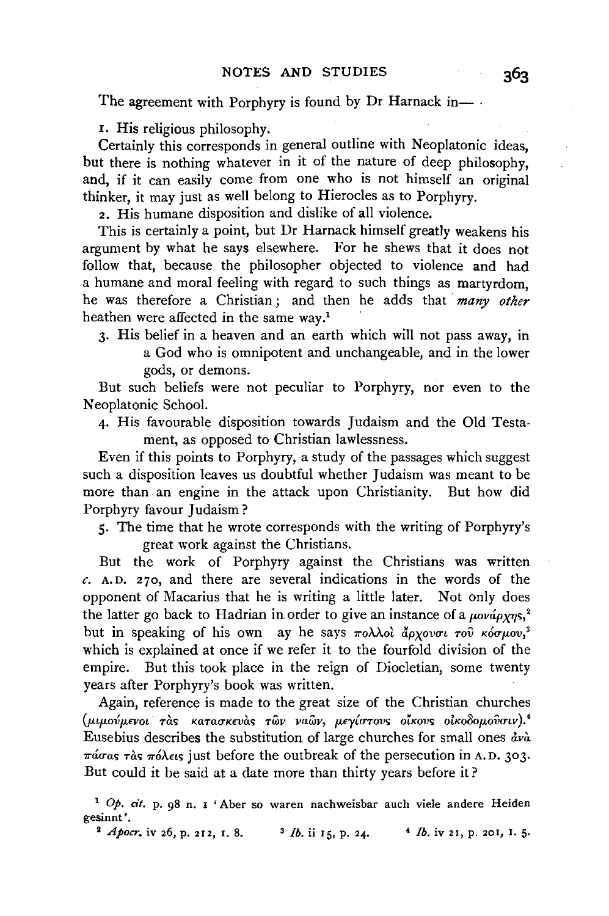The agreement with Porphyry is found by Dr Harnack in—

1. His religious philosophy.

Certainly this corresponds in general outline with Neoplatonic ideas, but there is nothing whatever in it of the nature of deep philosophy, and, if it can easily come from one who is not himself an original thinker, it may just as well belong to Hierocles as to Porphyry.

2. His humane disposition and dislike of all violence.

This is certainly a point, but Dr Harnack himself greatly weakens his argument by what he says elsewhere. For he shews that it does not follow that, because the philosopher objected to violence and had a humane and moral feeling with regard to such things as martyrdom, he was therefore a Christian; and then he adds that *many other* heathen were affected in the same way.[1]

3. His belief in a heaven and an earth which will not pass away, in a God who is omnipotent and unchangeable, and in the lower gods, or demons.

But such beliefs were not peculiar to Porphyry, nor even to the Neoplatonic School.

4. His favourable disposition towards Judaism and the Old Testament, as opposed to Christian lawlessness.

Even if this points to Porphyry, a study of the passages which suggest such a disposition leaves us doubtful whether Judaism was meant to be more than an engine in the attack upon Christianity. But how did Porphyry favour Judaism?

5. The time that he wrote corresponds with the writing of Porphyry's great work against the Christians.

But the work of Porphyry against the Christians was written *c.* A.D. 270, and there are several indications in the words of the opponent of Macarius that he is writing a little later. Not only does the latter go back to Hadrian in order to give an instance of a μονάρχης,[2] but in speaking of his own ay he says πολλοὶ ἄρχουσι τοῦ κόσμου,[3] which is explained at once if we refer it to the fourfold division of the empire. But this took place in the reign of Diocletian, some twenty years after Porphyry's book was written.

Again, reference is made to the great size of the Christian churches (μιμούμενοι τὰς κατασκευὰς τῶν ναῶν, μεγίστους οἴκους οἰκοδομοῦσιν).[4] Eusebius describes the substitution of large churches for small ones ἀνὰ πάσας τὰς πόλεις just before the outbreak of the persecution in A.D. 303. But could it be said at a date more than thirty years before it?

[1] *Op. cit.* p. 98 n. 1 'Aber so waren nachweisbar auch viele andere Heiden gesinnt'.

[2] *Apocr.* iv 26, p. 212, l. 8.

[3] *Ib.* ii 15, p. 24.

[4] *Ib.* iv 21, p. 201, l. 5.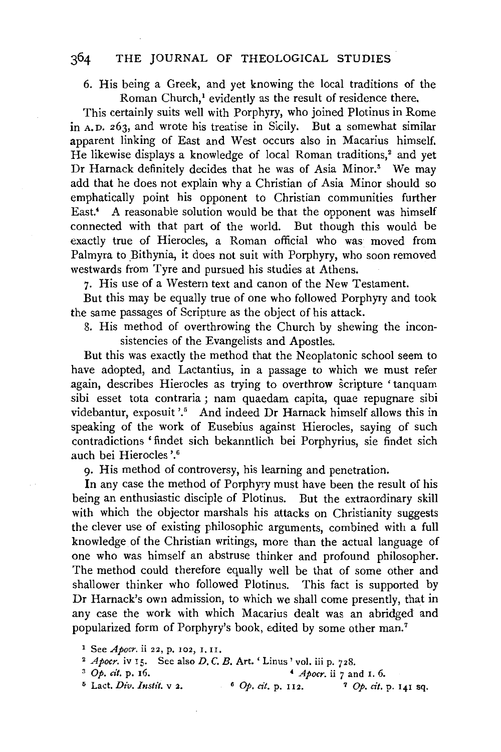6. His being a Greek, and yet knowing the local traditions of the Roman Church,[1] evidently as the result of residence there.

This certainly suits well with Porphyry, who joined Plotinus in Rome in A.D. 263, and wrote his treatise in Sicily. But a somewhat similar apparent linking of East and West occurs also in Macarius himself. He likewise displays a knowledge of local Roman traditions,[2] and yet Dr Harnack definitely decides that he was of Asia Minor.[3] We may add that he does not explain why a Christian of Asia Minor should so emphatically point his opponent to Christian communities further East.[4] A reasonable solution would be that the opponent was himself connected with that part of the world. But though this would be exactly true of Hierocles, a Roman official who was moved from Palmyra to Bithynia, it does not suit with Porphyry, who soon removed westwards from Tyre and pursued his studies at Athens.

7. His use of a Western text and canon of the New Testament.

But this may be equally true of one who followed Porphyry and took the same passages of Scripture as the object of his attack.

8. His method of overthrowing the Church by shewing the inconsistencies of the Evangelists and Apostles.

But this was exactly the method that the Neoplatonic school seem to have adopted, and Lactantius, in a passage to which we must refer again, describes Hierocles as trying to overthrow scripture 'tanquam sibi esset tota contraria; nam quaedam capita, quae repugnare sibi videbantur, exposuit'.[5] And indeed Dr Harnack himself allows this in speaking of the work of Eusebius against Hierocles, saying of such contradictions 'findet sich bekanntlich bei Porphyrius, sie findet sich auch bei Hierocles'.[6]

9. His method of controversy, his learning and penetration.

In any case the method of Porphyry must have been the result of his being an enthusiastic disciple of Plotinus. But the extraordinary skill with which the objector marshals his attacks on Christianity suggests the clever use of existing philosophic arguments, combined with a full knowledge of the Christian writings, more than the actual language of one who was himself an abstruse thinker and profound philosopher. The method could therefore equally well be that of some other and shallower thinker who followed Plotinus. This fact is supported by Dr Harnack's own admission, to which we shall come presently, that in any case the work with which Macarius dealt was an abridged and popularized form of Porphyry's book, edited by some other man.[7]

[1] See *Apocr.* ii 22, p. 102, I. 11.

[2] *Apocr.* iv 15. See also *D. C. B.* Art. 'Linus' vol. iii p. 728.

[3] *Op. cit.* p. 16.

[4] *Apocr.* ii 7 and I. 6.

[5] Lact. *Div. Instit.* v 2.

[6] *Op. cit.* p. 112.

[7] *Op. cit.* p. 141 sq.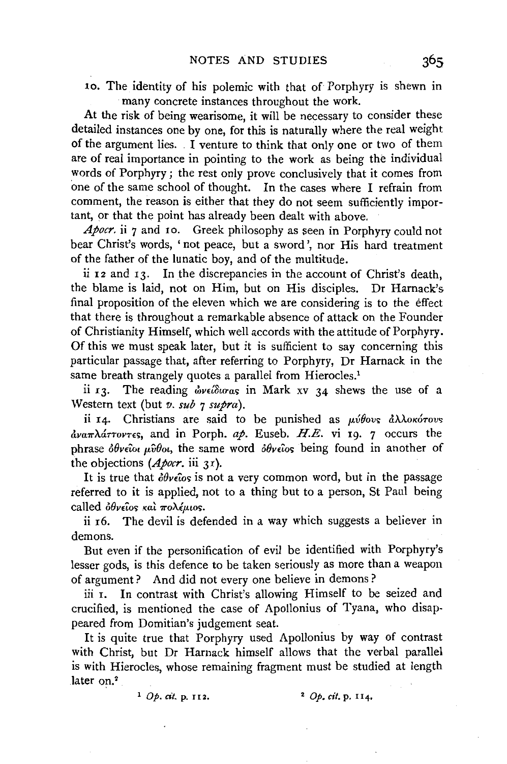10. The identity of his polemic with that of Porphyry is shewn in many concrete instances throughout the work.

At the risk of being wearisome, it will be necessary to consider these detailed instances one by one, for this is naturally where the real weight of the argument lies. I venture to think that only one or two of them are of real importance in pointing to the work as being the individual words of Porphyry; the rest only prove conclusively that it comes from one of the same school of thought. In the cases where I refrain from comment, the reason is either that they do not seem sufficiently important, or that the point has already been dealt with above.

*Apocr.* ii 7 and 10. Greek philosophy as seen in Porphyry could not bear Christ's words, 'not peace, but a sword', nor His hard treatment of the father of the lunatic boy, and of the multitude.

ii 12 and 13. In the discrepancies in the account of Christ's death, the blame is laid, not on Him, but on His disciples. Dr Harnack's final proposition of the eleven which we are considering is to the effect that there is throughout a remarkable absence of attack on the Founder of Christianity Himself, which well accords with the attitude of Porphyry. Of this we must speak later, but it is sufficient to say concerning this particular passage that, after referring to Porphyry, Dr Harnack in the same breath strangely quotes a parallel from Hierocles.[1]

ii 13. The reading ὠνείδισας in Mark xv 34 shews the use of a Western text (but *v. sub* 7 *supra*).

ii 14. Christians are said to be punished as μύθους ἀλλοκότους ἀναπλάττοντες, and in Porph. *ap.* Euseb. *H.E.* vi 19. 7 occurs the phrase ὀθνεῖοι μῦθοι, the same word ὀθνεῖος being found in another of the objections (*Apocr.* iii 31).

It is true that ὀθνεῖος is not a very common word, but in the passage referred to it is applied, not to a thing but to a person, St Paul being called ὀθνεῖος καὶ πολέμιος.

ii 16. The devil is defended in a way which suggests a believer in demons.

But even if the personification of evil be identified with Porphyry's lesser gods, is this defence to be taken seriously as more than a weapon of argument? And did not every one believe in demons?

iii 1. In contrast with Christ's allowing Himself to be seized and crucified, is mentioned the case of Apollonius of Tyana, who disappeared from Domitian's judgement seat.

It is quite true that Porphyry used Apollonius by way of contrast with Christ, but Dr Harnack himself allows that the verbal parallel is with Hierocles, whose remaining fragment must be studied at length later on.[2]

[1] *Op. cit.* p. 112.

[2] *Op. cit.* p. 114.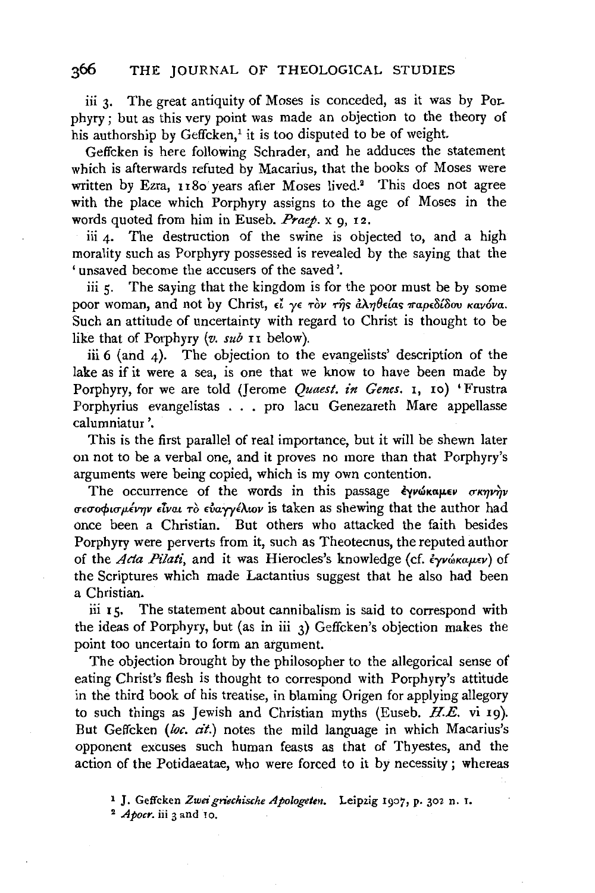iii 3. The great antiquity of Moses is conceded, as it was by Porphyry; but as this very point was made an objection to the theory of his authorship by Geffcken,[1] it is too disputed to be of weight.

Geffcken is here following Schrader, and he adduces the statement which is afterwards refuted by Macarius, that the books of Moses were written by Ezra, 1180 years after Moses lived.[2] This does not agree with the place which Porphyry assigns to the age of Moses in the words quoted from him in Euseb. *Praep.* x 9, 12.

iii 4. The destruction of the swine is objected to, and a high morality such as Porphyry possessed is revealed by the saying that the 'unsaved become the accusers of the saved'.

iii 5. The saying that the kingdom is for the poor must be by some poor woman, and not by Christ, εἴ γε τὸν τῆς ἀληθείας παρεδίδου κανόνα. Such an attitude of uncertainty with regard to Christ is thought to be like that of Porphyry (*v. sub* 11 below).

iii 6 (and 4). The objection to the evangelists' description of the lake as if it were a sea, is one that we know to have been made by Porphyry, for we are told (Jerome *Quaest. in Genes.* 1, 10) 'Frustra Porphyrius evangelistas . . . pro lacu Genezareth Mare appellasse calumniatur'.

This is the first parallel of real importance, but it will be shewn later on not to be a verbal one, and it proves no more than that Porphyry's arguments were being copied, which is my own contention.

The occurrence of the words in this passage ἐγνώκαμεν σκηνὴν σεσοφισμένην εἶναι τὸ εὐαγγέλιον is taken as shewing that the author had once been a Christian. But others who attacked the faith besides Porphyry were perverts from it, such as Theotecnus, the reputed author of the *Acta Pilati*, and it was Hierocles's knowledge (cf. ἐγνώκαμεν) of the Scriptures which made Lactantius suggest that he also had been a Christian.

iii 15. The statement about cannibalism is said to correspond with the ideas of Porphyry, but (as in iii 3) Geffcken's objection makes the point too uncertain to form an argument.

The objection brought by the philosopher to the allegorical sense of eating Christ's flesh is thought to correspond with Porphyry's attitude in the third book of his treatise, in blaming Origen for applying allegory to such things as Jewish and Christian myths (Euseb. *H.E.* vi 19). But Geffcken (*loc. cit.*) notes the mild language in which Macarius's opponent excuses such human feasts as that of Thyestes, and the action of the Potidaeatae, who were forced to it by necessity; whereas

[1] J. Geffcken *Zwei griechische Apologeten.* Leipzig 1907, p. 302 n. 1.

[2] *Apocr.* iii 3 and 10.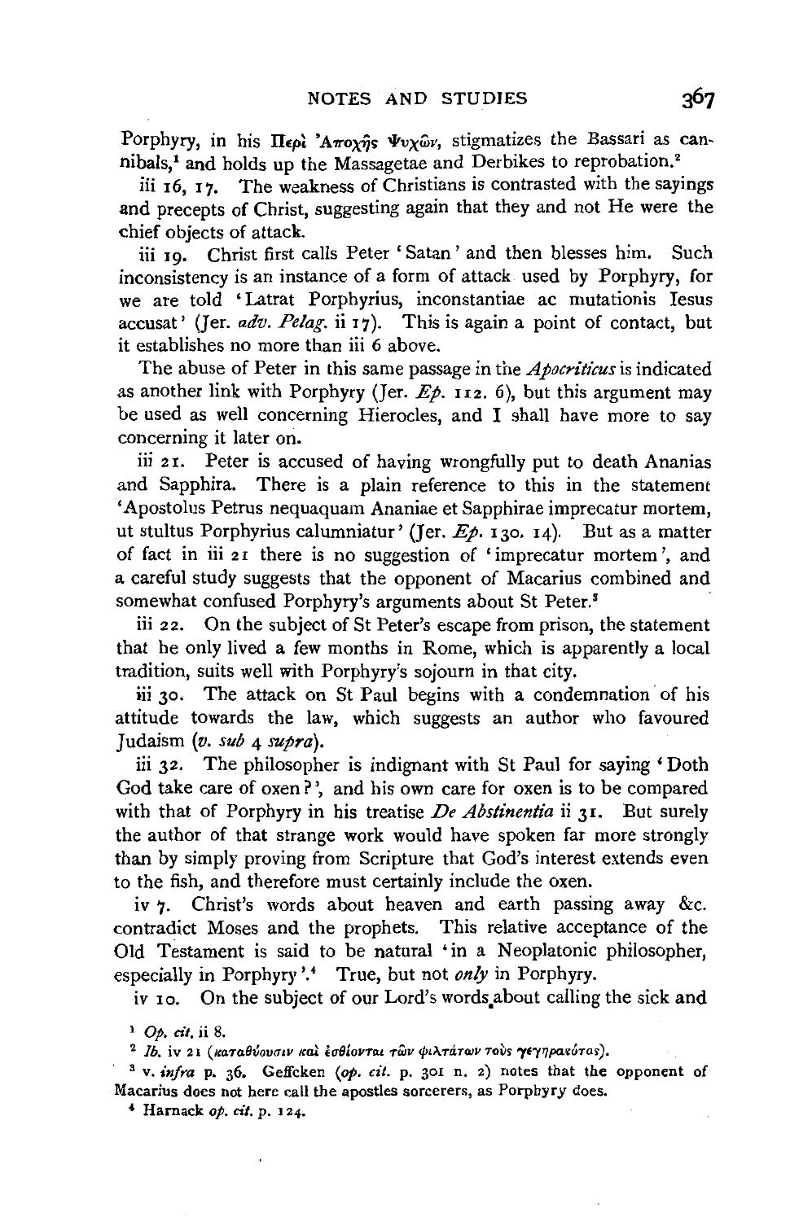Porphyry, in his Περὶ Ἀποχῆς Ψυχῶν, stigmatizes the Bassari as cannibals,[1] and holds up the Massagetae and Derbikes to reprobation.[2]

iii 16, 17. The weakness of Christians is contrasted with the sayings and precepts of Christ, suggesting again that they and not He were the chief objects of attack.

iii 19. Christ first calls Peter 'Satan' and then blesses him. Such inconsistency is an instance of a form of attack used by Porphyry, for we are told 'Latrat Porphyrius, inconstantiae ac mutationis Iesus accusat' (Jer. *adv. Pelag.* ii 17). This is again a point of contact, but it establishes no more than iii 6 above.

The abuse of Peter in this same passage in the *Apocriticus* is indicated as another link with Porphyry (Jer. *Ep.* 112. 6), but this argument may be used as well concerning Hierocles, and I shall have more to say concerning it later on.

iii 21. Peter is accused of having wrongfully put to death Ananias and Sapphira. There is a plain reference to this in the statement 'Apostolus Petrus nequaquam Ananiae et Sapphirae imprecatur mortem, ut stultus Porphyrius calumniatur' (Jer. *Ep.* 130. 14). But as a matter of fact in iii 21 there is no suggestion of 'imprecatur mortem', and a careful study suggests that the opponent of Macarius combined and somewhat confused Porphyry's arguments about St Peter.[3]

iii 22. On the subject of St Peter's escape from prison, the statement that he only lived a few months in Rome, which is apparently a local tradition, suits well with Porphyry's sojourn in that city.

iii 30. The attack on St Paul begins with a condemnation of his attitude towards the law, which suggests an author who favoured Judaism (*v. sub* 4 *supra*).

iii 32. The philosopher is indignant with St Paul for saying 'Doth God take care of oxen?', and his own care for oxen is to be compared with that of Porphyry in his treatise *De Abstinentia* ii 31. But surely the author of that strange work would have spoken far more strongly than by simply proving from Scripture that God's interest extends even to the fish, and therefore must certainly include the oxen.

iv 7. Christ's words about heaven and earth passing away &c. contradict Moses and the prophets. This relative acceptance of the Old Testament is said to be natural 'in a Neoplatonic philosopher, especially in Porphyry'.[4] True, but not *only* in Porphyry.

iv 10. On the subject of our Lord's words about calling the sick and

---

[1] *Op. cit.* ii 8.

[2] *Ib.* iv 21 (καταθύουσιν καὶ ἐσθίονται τῶν φιλτάτων τοὺς γεγηρακότας).

[3] v. *infra* p. 36. Geffcken (*op. cit.* p. 301 n. 2) notes that the opponent of Macarius does not here call the apostles sorcerers, as Porphyry does.

[4] Harnack *op. cit.* p. 124.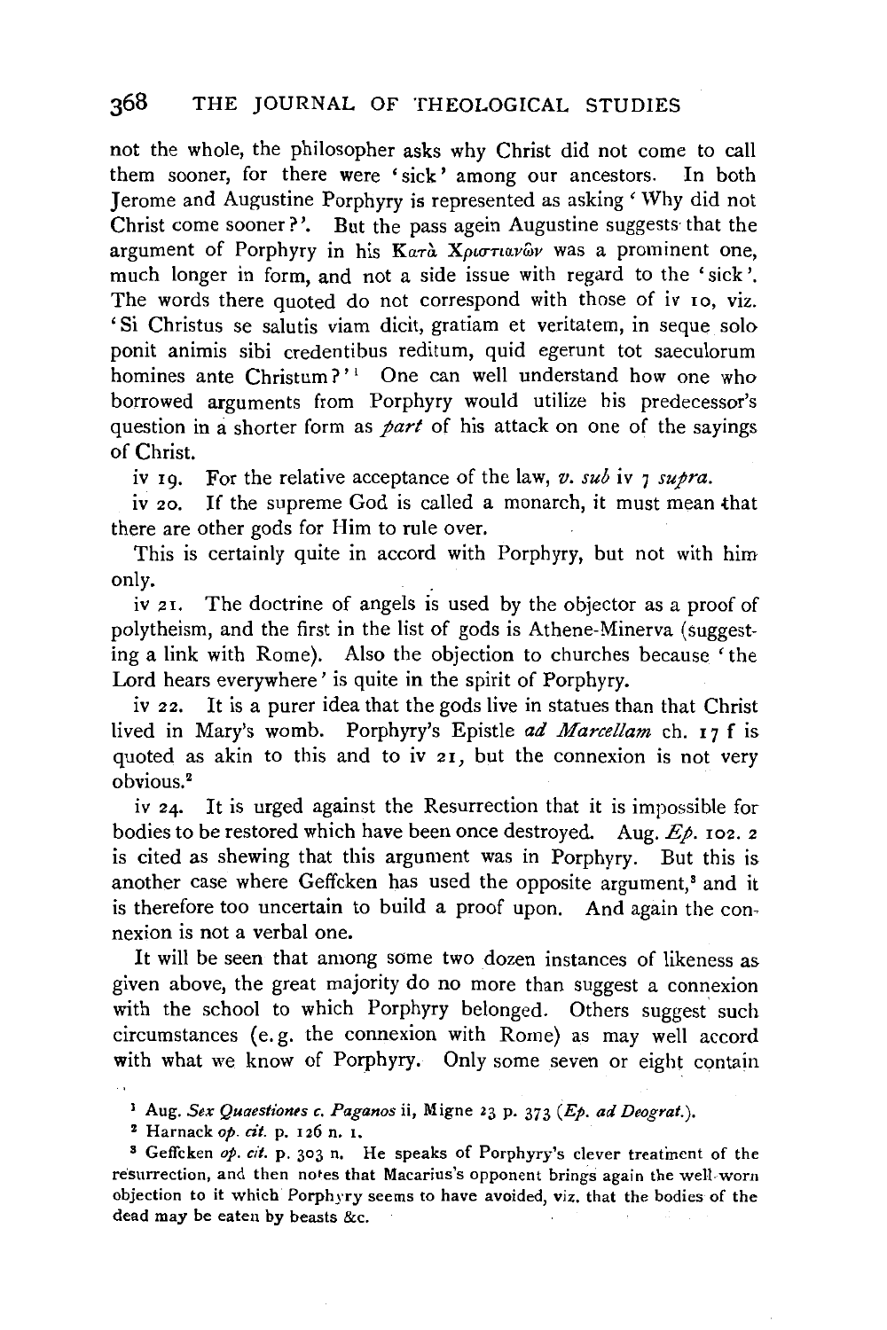not the whole, the philosopher asks why Christ did not come to call them sooner, for there were 'sick' among our ancestors. In both Jerome and Augustine Porphyry is represented as asking 'Why did not Christ come sooner?'. But the pass agein Augustine suggests that the argument of Porphyry in his Κατὰ Χριστιανῶν was a prominent one, much longer in form, and not a side issue with regard to the 'sick'. The words there quoted do not correspond with those of iv 10, viz. 'Si Christus se salutis viam dicit, gratiam et veritatem, in seque solo ponit animis sibi credentibus reditum, quid egerunt tot saeculorum homines ante Christum?'[1] One can well understand how one who borrowed arguments from Porphyry would utilize his predecessor's question in a shorter form as *part* of his attack on one of the sayings of Christ.

iv 19. For the relative acceptance of the law, *v. sub* iv 7 *supra*.

iv 20. If the supreme God is called a monarch, it must mean that there are other gods for Him to rule over.

This is certainly quite in accord with Porphyry, but not with him only.

iv 21. The doctrine of angels is used by the objector as a proof of polytheism, and the first in the list of gods is Athene-Minerva (suggesting a link with Rome). Also the objection to churches because 'the Lord hears everywhere' is quite in the spirit of Porphyry.

iv 22. It is a purer idea that the gods live in statues than that Christ lived in Mary's womb. Porphyry's Epistle *ad Marcellam* ch. 17 f is quoted as akin to this and to iv 21, but the connexion is not very obvious.[2]

iv 24. It is urged against the Resurrection that it is impossible for bodies to be restored which have been once destroyed. Aug. *Ep.* 102. 2 is cited as shewing that this argument was in Porphyry. But this is another case where Geffcken has used the opposite argument,[3] and it is therefore too uncertain to build a proof upon. And again the connexion is not a verbal one.

It will be seen that among some two dozen instances of likeness as given above, the great majority do no more than suggest a connexion with the school to which Porphyry belonged. Others suggest such circumstances (e.g. the connexion with Rome) as may well accord with what we know of Porphyry. Only some seven or eight contain

[1] Aug. *Sex Quaestiones c. Paganos* ii, Migne 23 p. 373 (*Ep. ad Deograt.*).

[2] Harnack *op. cit.* p. 126 n. 1.

[3] Geffcken *op. cit.* p. 303 n. He speaks of Porphyry's clever treatment of the resurrection, and then notes that Macarius's opponent brings again the well-worn objection to it which Porphyry seems to have avoided, viz. that the bodies of the dead may be eaten by beasts &c.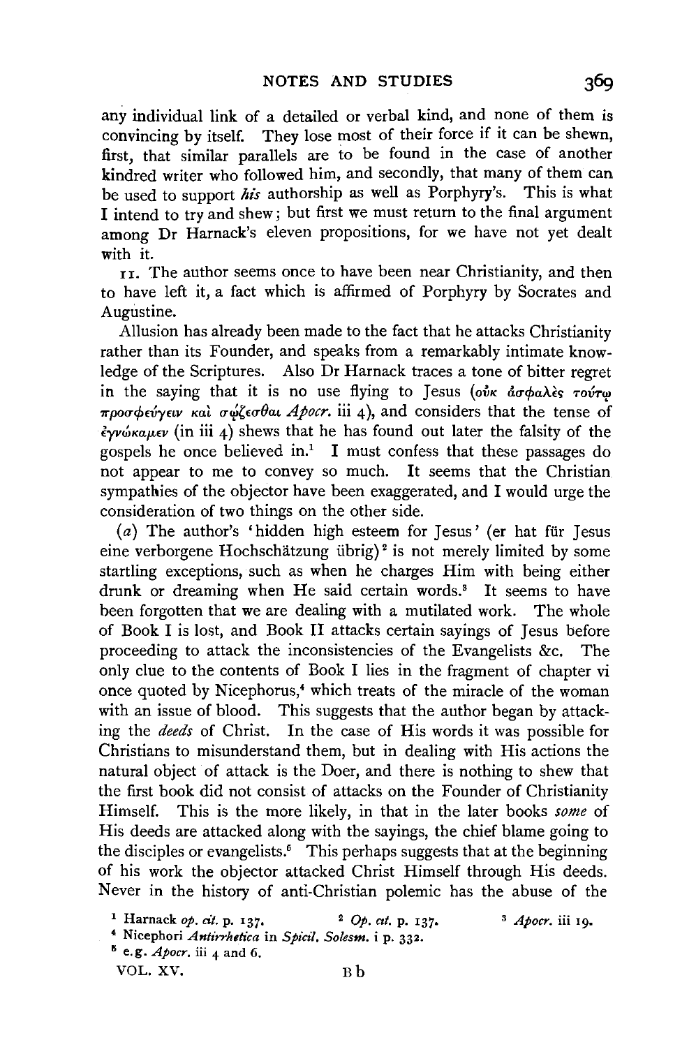any individual link of a detailed or verbal kind, and none of them is convincing by itself. They lose most of their force if it can be shewn, first, that similar parallels are to be found in the case of another kindred writer who followed him, and secondly, that many of them can be used to support *his* authorship as well as Porphyry's. This is what I intend to try and shew; but first we must return to the final argument among Dr Harnack's eleven propositions, for we have not yet dealt with it.

11. The author seems once to have been near Christianity, and then to have left it, a fact which is affirmed of Porphyry by Socrates and Augustine.

Allusion has already been made to the fact that he attacks Christianity rather than its Founder, and speaks from a remarkably intimate knowledge of the Scriptures. Also Dr Harnack traces a tone of bitter regret in the saying that it is no use flying to Jesus (οὐκ ἀσφαλὲς τούτῳ προσφεύγειν καὶ σῴζεσθαι *Apocr.* iii 4), and considers that the tense of ἐγνώκαμεν (in iii 4) shews that he has found out later the falsity of the gospels he once believed in.[1] I must confess that these passages do not appear to me to convey so much. It seems that the Christian sympathies of the objector have been exaggerated, and I would urge the consideration of two things on the other side.

(*a*) The author's 'hidden high esteem for Jesus' (er hat für Jesus eine verborgene Hochschätzung übrig)[2] is not merely limited by some startling exceptions, such as when he charges Him with being either drunk or dreaming when He said certain words.[3] It seems to have been forgotten that we are dealing with a mutilated work. The whole of Book I is lost, and Book II attacks certain sayings of Jesus before proceeding to attack the inconsistencies of the Evangelists &c. The only clue to the contents of Book I lies in the fragment of chapter vi once quoted by Nicephorus,[4] which treats of the miracle of the woman with an issue of blood. This suggests that the author began by attacking the *deeds* of Christ. In the case of His words it was possible for Christians to misunderstand them, but in dealing with His actions the natural object of attack is the Doer, and there is nothing to shew that the first book did not consist of attacks on the Founder of Christianity Himself. This is the more likely, in that in the later books *some* of His deeds are attacked along with the sayings, the chief blame going to the disciples or evangelists.[5] This perhaps suggests that at the beginning of his work the objector attacked Christ Himself through His deeds. Never in the history of anti-Christian polemic has the abuse of the

[1] Harnack *op. cit.* p. 137. [2] *Op. cit.* p. 137. [3] *Apocr.* iii 19.

[4] Nicephori *Antirrhetica* in *Spicil. Solesm.* i p. 332.

[5] e.g. *Apocr.* iii 4 and 6.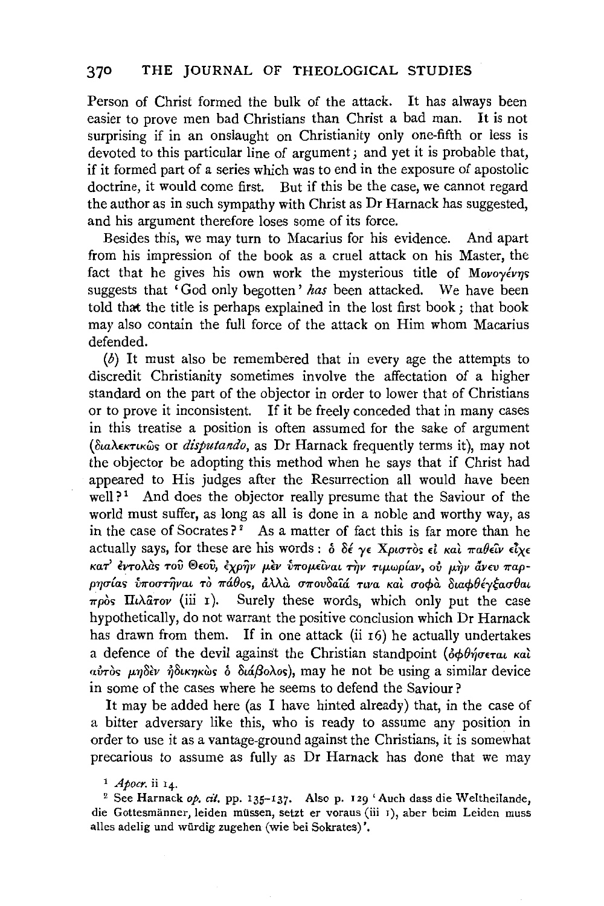Person of Christ formed the bulk of the attack. It has always been easier to prove men bad Christians than Christ a bad man. It is not surprising if in an onslaught on Christianity only one-fifth or less is devoted to this particular line of argument; and yet it is probable that, if it formed part of a series which was to end in the exposure of apostolic doctrine, it would come first. But if this be the case, we cannot regard the author as in such sympathy with Christ as Dr Harnack has suggested, and his argument therefore loses some of its force.

Besides this, we may turn to Macarius for his evidence. And apart from his impression of the book as a cruel attack on his Master, the fact that he gives his own work the mysterious title of Μονογένης suggests that 'God only begotten' *has* been attacked. We have been told that the title is perhaps explained in the lost first book; that book may also contain the full force of the attack on Him whom Macarius defended.

(*b*) It must also be remembered that in every age the attempts to discredit Christianity sometimes involve the affectation of a higher standard on the part of the objector in order to lower that of Christians or to prove it inconsistent. If it be freely conceded that in many cases in this treatise a position is often assumed for the sake of argument (διαλεκτικῶς or *disputando*, as Dr Harnack frequently terms it), may not the objector be adopting this method when he says that if Christ had appeared to His judges after the Resurrection all would have been well?[1] And does the objector really presume that the Saviour of the world must suffer, as long as all is done in a noble and worthy way, as in the case of Socrates?[2] As a matter of fact this is far more than he actually says, for these are his words: ὁ δέ γε Χριστὸς εἰ καὶ παθεῖν εἶχε κατ' ἐντολὰς τοῦ Θεοῦ, ἐχρῆν μὲν ὑπομεῖναι τὴν τιμωρίαν, οὐ μὴν ἄνευ παρρησίας ὑποστῆναι τὸ πάθος, ἀλλὰ σπουδαῖά τινα καὶ σοφὰ διαφθέγξασθαι πρὸς Πιλᾶτον (iii 1). Surely these words, which only put the case hypothetically, do not warrant the positive conclusion which Dr Harnack has drawn from them. If in one attack (ii 16) he actually undertakes a defence of the devil against the Christian standpoint (ὀφθήσεται καὶ αὐτὸς μηδὲν ἠδικηκὼς ὁ διάβολος), may he not be using a similar device in some of the cases where he seems to defend the Saviour?

It may be added here (as I have hinted already) that, in the case of a bitter adversary like this, who is ready to assume any position in order to use it as a vantage-ground against the Christians, it is somewhat precarious to assume as fully as Dr Harnack has done that we may

[1] *Apocr.* ii 14.

[2] See Harnack *op. cit.* pp. 135–137. Also p. 129 'Auch dass die Weltheilande, die Gottesmänner, leiden müssen, setzt er voraus (iii 1), aber beim Leiden muss alles adelig und würdig zugehen (wie bei Sokrates)'.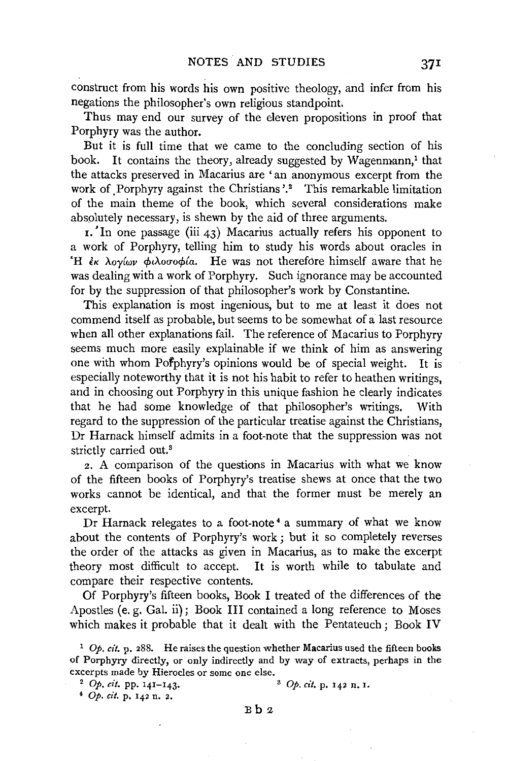construct from his words his own positive theology, and infer from his negations the philosopher's own religious standpoint.

Thus may end our survey of the eleven propositions in proof that Porphyry was the author.

But it is full time that we came to the concluding section of his book. It contains the theory, already suggested by Wagenmann,[1] that the attacks preserved in Macarius are 'an anonymous excerpt from the work of Porphyry against the Christians'.[2] This remarkable limitation of the main theme of the book, which several considerations make absolutely necessary, is shewn by the aid of three arguments.

1. In one passage (iii 43) Macarius actually refers his opponent to a work of Porphyry, telling him to study his words about oracles in Ἡ ἐκ λογίων φιλοσοφία. He was not therefore himself aware that he was dealing with a work of Porphyry. Such ignorance may be accounted for by the suppression of that philosopher's work by Constantine.

This explanation is most ingenious, but to me at least it does not commend itself as probable, but seems to be somewhat of a last resource when all other explanations fail. The reference of Macarius to Porphyry seems much more easily explainable if we think of him as answering one with whom Porphyry's opinions would be of special weight. It is especially noteworthy that it is not his habit to refer to heathen writings, and in choosing out Porphyry in this unique fashion he clearly indicates that he had some knowledge of that philosopher's writings. With regard to the suppression of the particular treatise against the Christians, Dr Harnack himself admits in a foot-note that the suppression was not strictly carried out.[3]

2. A comparison of the questions in Macarius with what we know of the fifteen books of Porphyry's treatise shews at once that the two works cannot be identical, and that the former must be merely an excerpt.

Dr Harnack relegates to a foot-note[4] a summary of what we know about the contents of Porphyry's work; but it so completely reverses the order of the attacks as given in Macarius, as to make the excerpt theory most difficult to accept. It is worth while to tabulate and compare their respective contents.

Of Porphyry's fifteen books, Book I treated of the differences of the Apostles (e. g. Gal. ii); Book III contained a long reference to Moses which makes it probable that it dealt with the Pentateuch; Book IV

---

[1] *Op. cit.* p. 288. He raises the question whether Macarius used the fifteen books of Porphyry directly, or only indirectly and by way of extracts, perhaps in the excerpts made by Hierocles or some one else.

[2] *Op. cit.* pp. 141–143.

[3] *Op. cit.* p. 142 n. 1.

[4] *Op. cit.* p. 142 n. 2.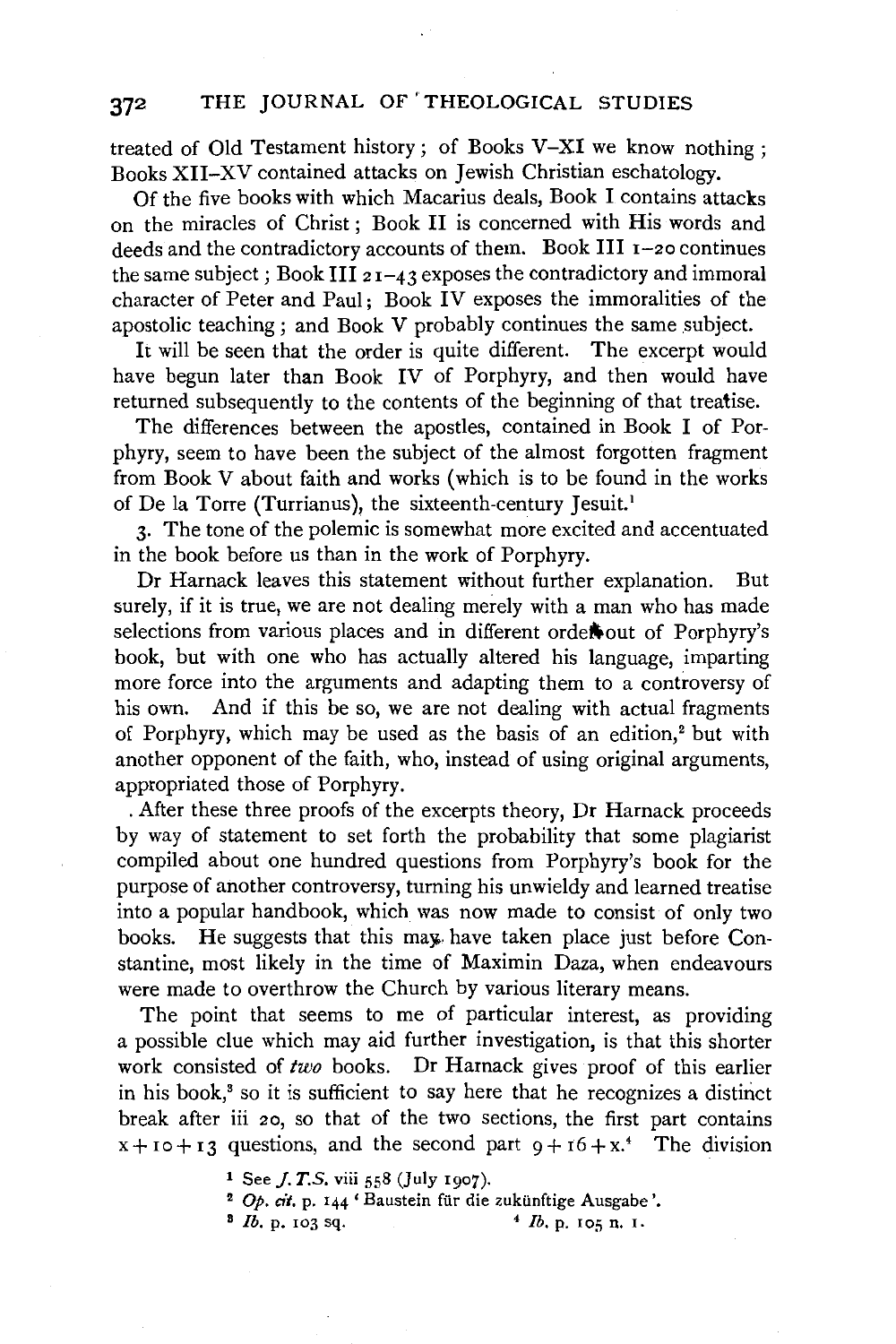treated of Old Testament history; of Books V–XI we know nothing; Books XII–XV contained attacks on Jewish Christian eschatology.

Of the five books with which Macarius deals, Book I contains attacks on the miracles of Christ; Book II is concerned with His words and deeds and the contradictory accounts of them. Book III 1–20 continues the same subject; Book III 21–43 exposes the contradictory and immoral character of Peter and Paul; Book IV exposes the immoralities of the apostolic teaching; and Book V probably continues the same subject.

It will be seen that the order is quite different. The excerpt would have begun later than Book IV of Porphyry, and then would have returned subsequently to the contents of the beginning of that treatise.

The differences between the apostles, contained in Book I of Porphyry, seem to have been the subject of the almost forgotten fragment from Book V about faith and works (which is to be found in the works of De la Torre (Turrianus), the sixteenth-century Jesuit.[1]

3. The tone of the polemic is somewhat more excited and accentuated in the book before us than in the work of Porphyry.

Dr Harnack leaves this statement without further explanation. But surely, if it is true, we are not dealing merely with a man who has made selections from various places and in different order out of Porphyry's book, but with one who has actually altered his language, imparting more force into the arguments and adapting them to a controversy of his own. And if this be so, we are not dealing with actual fragments of Porphyry, which may be used as the basis of an edition,[2] but with another opponent of the faith, who, instead of using original arguments, appropriated those of Porphyry.

After these three proofs of the excerpts theory, Dr Harnack proceeds by way of statement to set forth the probability that some plagiarist compiled about one hundred questions from Porphyry's book for the purpose of another controversy, turning his unwieldy and learned treatise into a popular handbook, which was now made to consist of only two books. He suggests that this may have taken place just before Constantine, most likely in the time of Maximin Daza, when endeavours were made to overthrow the Church by various literary means.

The point that seems to me of particular interest, as providing a possible clue which may aid further investigation, is that this shorter work consisted of *two* books. Dr Harnack gives proof of this earlier in his book,[3] so it is sufficient to say here that he recognizes a distinct break after iii 20, so that of the two sections, the first part contains $x + 10 + 13$ questions, and the second part $9 + 16 + x$.[4] The division

[1] See *J.T.S.* viii 558 (July 1907).

[2] *Op. cit.* p. 144 'Baustein für die zukünftige Ausgabe'.

[3] *Ib.* p. 103 sq.

[4] *Ib.* p. 105 n. 1.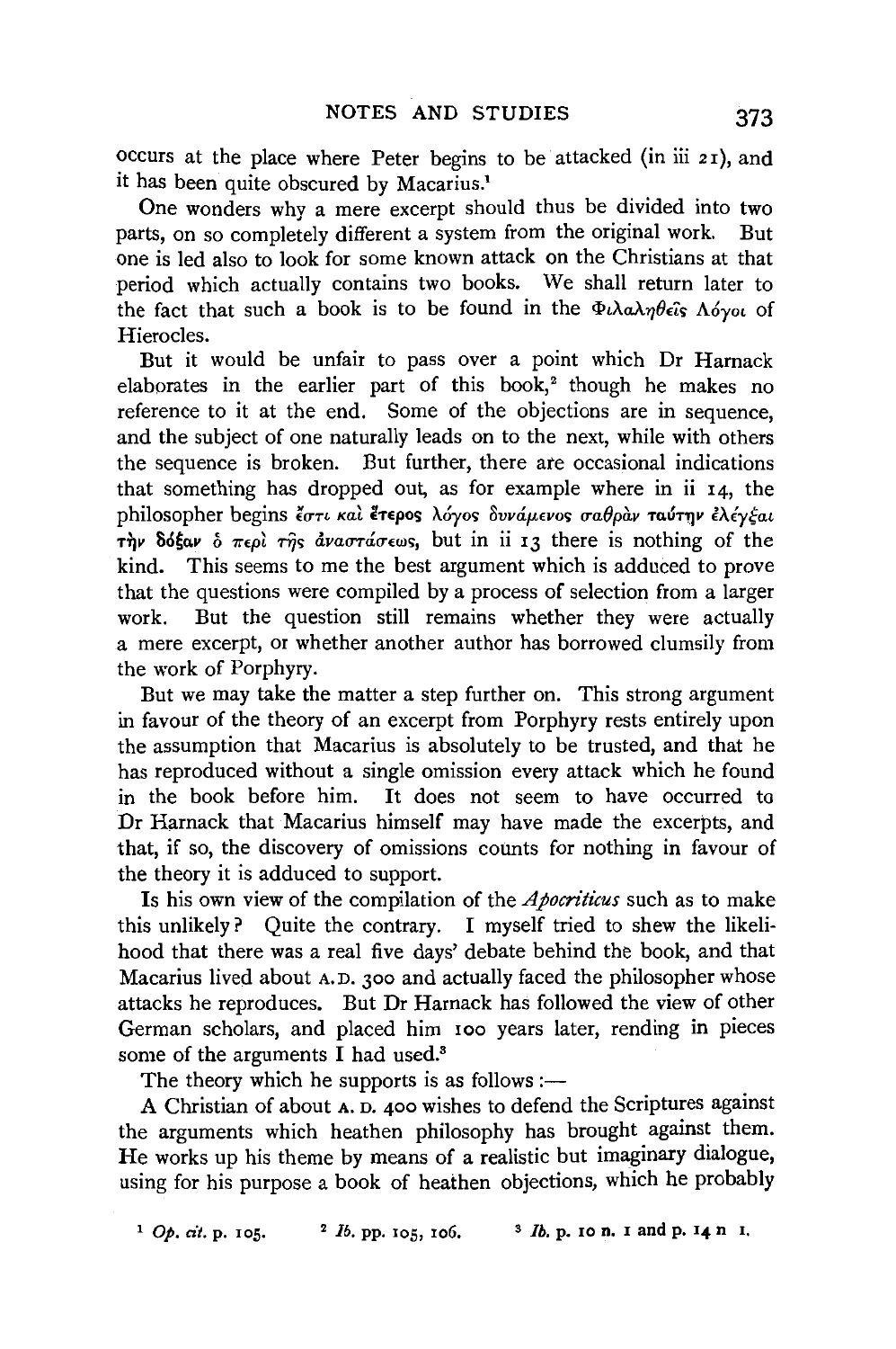occurs at the place where Peter begins to be attacked (in iii 21), and it has been quite obscured by Macarius.[1]

One wonders why a mere excerpt should thus be divided into two parts, on so completely different a system from the original work. But one is led also to look for some known attack on the Christians at that period which actually contains two books. We shall return later to the fact that such a book is to be found in the Φιλαληθεῖς Λόγοι of Hierocles.

But it would be unfair to pass over a point which Dr Harnack elaborates in the earlier part of this book,[2] though he makes no reference to it at the end. Some of the objections are in sequence, and the subject of one naturally leads on to the next, while with others the sequence is broken. But further, there are occasional indications that something has dropped out, as for example where in ii 14, the philosopher begins ἔστι καὶ ἕτερος λόγος δυνάμενος σαθρὰν ταύτην ἐλέγξαι τὴν δόξαν ὁ περὶ τῆς ἀναστάσεως, but in ii 13 there is nothing of the kind. This seems to me the best argument which is adduced to prove that the questions were compiled by a process of selection from a larger work. But the question still remains whether they were actually a mere excerpt, or whether another author has borrowed clumsily from the work of Porphyry.

But we may take the matter a step further on. This strong argument in favour of the theory of an excerpt from Porphyry rests entirely upon the assumption that Macarius is absolutely to be trusted, and that he has reproduced without a single omission every attack which he found in the book before him. It does not seem to have occurred to Dr Harnack that Macarius himself may have made the excerpts, and that, if so, the discovery of omissions counts for nothing in favour of the theory it is adduced to support.

Is his own view of the compilation of the *Apocriticus* such as to make this unlikely? Quite the contrary. I myself tried to shew the likelihood that there was a real five days' debate behind the book, and that Macarius lived about A.D. 300 and actually faced the philosopher whose attacks he reproduces. But Dr Harnack has followed the view of other German scholars, and placed him 100 years later, rending in pieces some of the arguments I had used.[3]

The theory which he supports is as follows :—

A Christian of about A. D. 400 wishes to defend the Scriptures against the arguments which heathen philosophy has brought against them. He works up his theme by means of a realistic but imaginary dialogue, using for his purpose a book of heathen objections, which he probably

[1] *Op. cit.* p. 105. [2] *Ib.* pp. 105, 106. [3] *Ib.* p. 10 n. 1 and p. 14 n. 1.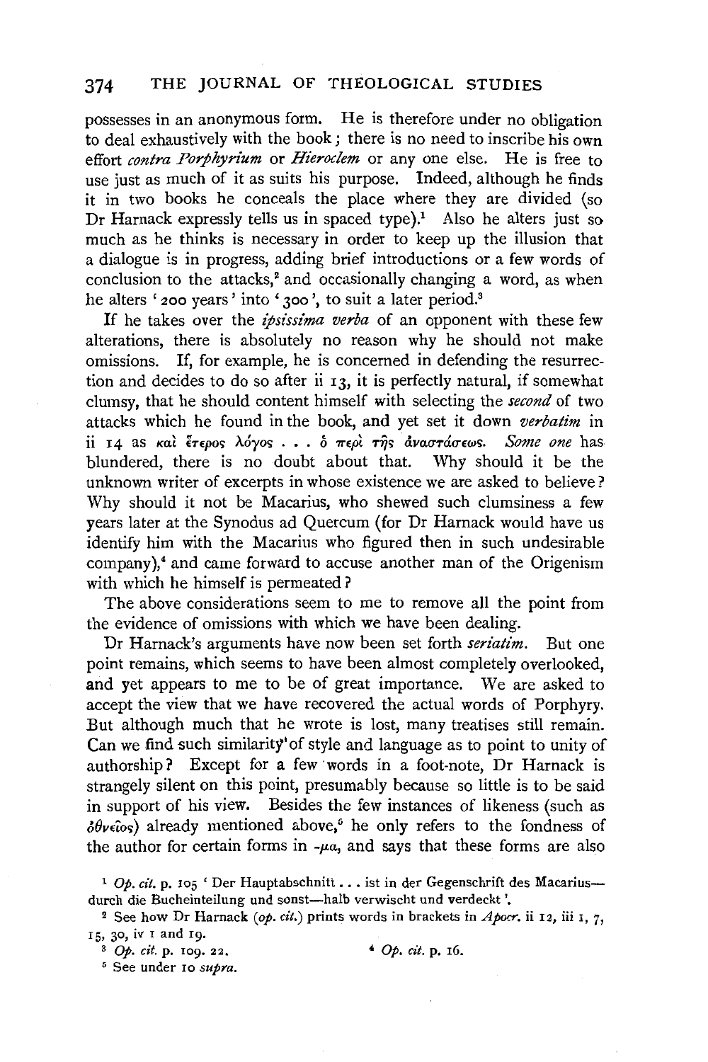possesses in an anonymous form. He is therefore under no obligation to deal exhaustively with the book; there is no need to inscribe his own effort *contra Porphyrium* or *Hieroclem* or any one else. He is free to use just as much of it as suits his purpose. Indeed, although he finds it in two books he conceals the place where they are divided (so Dr Harnack expressly tells us in spaced type).[1] Also he alters just so much as he thinks is necessary in order to keep up the illusion that a dialogue is in progress, adding brief introductions or a few words of conclusion to the attacks,[2] and occasionally changing a word, as when he alters '200 years' into '300', to suit a later period.[3]

If he takes over the *ipsissima verba* of an opponent with these few alterations, there is absolutely no reason why he should not make omissions. If, for example, he is concerned in defending the resurrection and decides to do so after ii 13, it is perfectly natural, if somewhat clumsy, that he should content himself with selecting the *second* of two attacks which he found in the book, and yet set it down *verbatim* in ii 14 as καὶ ἕτερος λόγος . . . ὁ περὶ τῆς ἀναστάσεως. *Some one* has blundered, there is no doubt about that. Why should it be the unknown writer of excerpts in whose existence we are asked to believe? Why should it not be Macarius, who shewed such clumsiness a few years later at the Synodus ad Quercum (for Dr Harnack would have us identify him with the Macarius who figured then in such undesirable company),[4] and came forward to accuse another man of the Origenism with which he himself is permeated?

The above considerations seem to me to remove all the point from the evidence of omissions with which we have been dealing.

Dr Harnack's arguments have now been set forth *seriatim*. But one point remains, which seems to have been almost completely overlooked, and yet appears to me to be of great importance. We are asked to accept the view that we have recovered the actual words of Porphyry. But although much that he wrote is lost, many treatises still remain. Can we find such similarity of style and language as to point to unity of authorship? Except for a few words in a foot-note, Dr Harnack is strangely silent on this point, presumably because so little is to be said in support of his view. Besides the few instances of likeness (such as ὀθνεῖος) already mentioned above,[5] he only refers to the fondness of the author for certain forms in -μα, and says that these forms are also

[1] *Op. cit.* p. 105 'Der Hauptabschnitt . . . ist in der Gegenschrift des Macarius—durch die Bucheinteilung und sonst—halb verwischt und verdeckt'.

[2] See how Dr Harnack (*op. cit.*) prints words in brackets in *Apocr.* ii 12, iii 1, 7, 15, 30, iv 1 and 19.

[3] *Op. cit.* p. 109. 22.

[4] *Op. cit.* p. 16.

[5] See under 10 *supra*.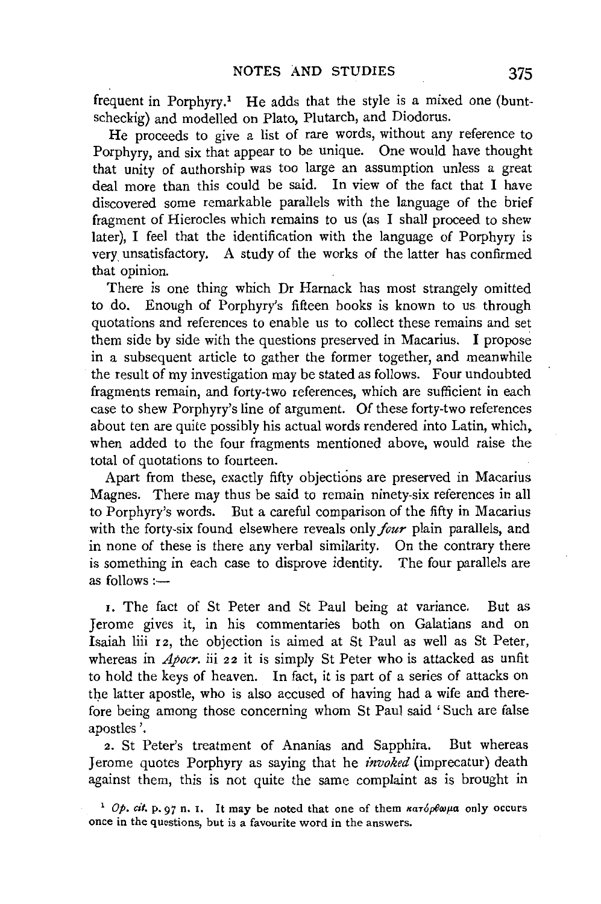frequent in Porphyry.[1] He adds that the style is a mixed one (buntscheckig) and modelled on Plato, Plutarch, and Diodorus.

He proceeds to give a list of rare words, without any reference to Porphyry, and six that appear to be unique. One would have thought that unity of authorship was too large an assumption unless a great deal more than this could be said. In view of the fact that I have discovered some remarkable parallels with the language of the brief fragment of Hierocles which remains to us (as I shall proceed to shew later), I feel that the identification with the language of Porphyry is very unsatisfactory. A study of the works of the latter has confirmed that opinion.

There is one thing which Dr Harnack has most strangely omitted to do. Enough of Porphyry's fifteen books is known to us through quotations and references to enable us to collect these remains and set them side by side with the questions preserved in Macarius. I propose in a subsequent article to gather the former together, and meanwhile the result of my investigation may be stated as follows. Four undoubted fragments remain, and forty-two references, which are sufficient in each case to shew Porphyry's line of argument. Of these forty-two references about ten are quite possibly his actual words rendered into Latin, which, when added to the four fragments mentioned above, would raise the total of quotations to fourteen.

Apart from these, exactly fifty objections are preserved in Macarius Magnes. There may thus be said to remain ninety-six references in all to Porphyry's words. But a careful comparison of the fifty in Macarius with the forty-six found elsewhere reveals only *four* plain parallels, and in none of these is there any verbal similarity. On the contrary there is something in each case to disprove identity. The four parallels are as follows:—

1. The fact of St Peter and St Paul being at variance. But as Jerome gives it, in his commentaries both on Galatians and on Isaiah liii 12, the objection is aimed at St Paul as well as St Peter, whereas in *Apocr.* iii 22 it is simply St Peter who is attacked as unfit to hold the keys of heaven. In fact, it is part of a series of attacks on the latter apostle, who is also accused of having had a wife and therefore being among those concerning whom St Paul said 'Such are false apostles'.

2. St Peter's treatment of Ananias and Sapphira. But whereas Jerome quotes Porphyry as saying that he *invoked* (imprecatur) death against them, this is not quite the same complaint as is brought in

[1] *Op. cit.* p. 97 n. 1. It may be noted that one of them κατόρθωμα only occurs once in the questions, but is a favourite word in the answers.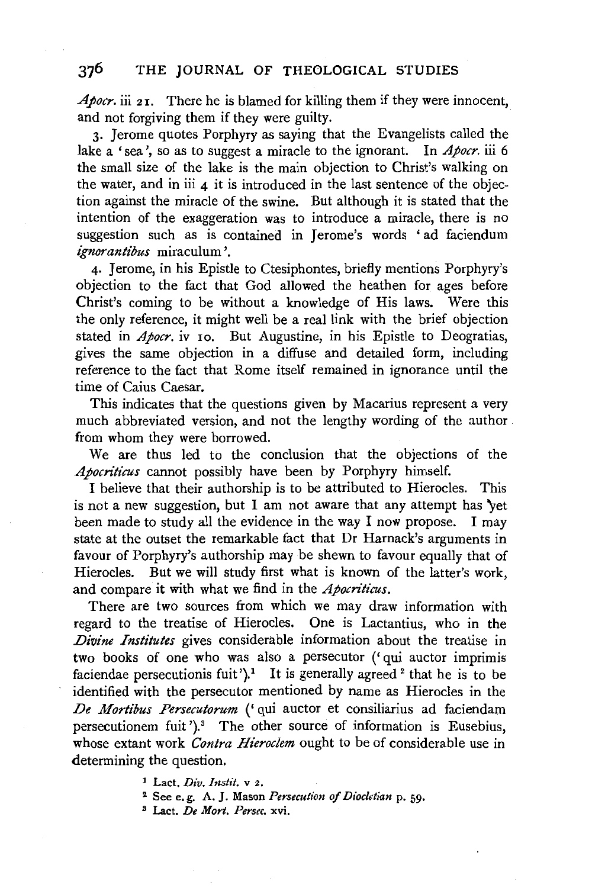*Apocr.* iii 21. There he is blamed for killing them if they were innocent, and not forgiving them if they were guilty.

3. Jerome quotes Porphyry as saying that the Evangelists called the lake a 'sea', so as to suggest a miracle to the ignorant. In *Apocr.* iii 6 the small size of the lake is the main objection to Christ's walking on the water, and in iii 4 it is introduced in the last sentence of the objection against the miracle of the swine. But although it is stated that the intention of the exaggeration was to introduce a miracle, there is no suggestion such as is contained in Jerome's words 'ad faciendum *ignorantibus* miraculum'.

4. Jerome, in his Epistle to Ctesiphontes, briefly mentions Porphyry's objection to the fact that God allowed the heathen for ages before Christ's coming to be without a knowledge of His laws. Were this the only reference, it might well be a real link with the brief objection stated in *Apocr.* iv 10. But Augustine, in his Epistle to Deogratias, gives the same objection in a diffuse and detailed form, including reference to the fact that Rome itself remained in ignorance until the time of Caius Caesar.

This indicates that the questions given by Macarius represent a very much abbreviated version, and not the lengthy wording of the author from whom they were borrowed.

We are thus led to the conclusion that the objections of the *Apocriticus* cannot possibly have been by Porphyry himself.

I believe that their authorship is to be attributed to Hierocles. This is not a new suggestion, but I am not aware that any attempt has yet been made to study all the evidence in the way I now propose. I may state at the outset the remarkable fact that Dr Harnack's arguments in favour of Porphyry's authorship may be shewn to favour equally that of Hierocles. But we will study first what is known of the latter's work, and compare it with what we find in the *Apocriticus*.

There are two sources from which we may draw information with regard to the treatise of Hierocles. One is Lactantius, who in the *Divine Institutes* gives considerable information about the treatise in two books of one who was also a persecutor ('qui auctor imprimis faciendae persecutionis fuit').[1] It is generally agreed[2] that he is to be identified with the persecutor mentioned by name as Hierocles in the *De Mortibus Persecutorum* ('qui auctor et consiliarius ad faciendam persecutionem fuit').[3] The other source of information is Eusebius, whose extant work *Contra Hieroclem* ought to be of considerable use in determining the question.

[1] Lact. *Div. Instit.* v 2.

[2] See e. g. A. J. Mason *Persecution of Diocletian* p. 59.

[3] Lact. *De Mort. Persec.* xvi.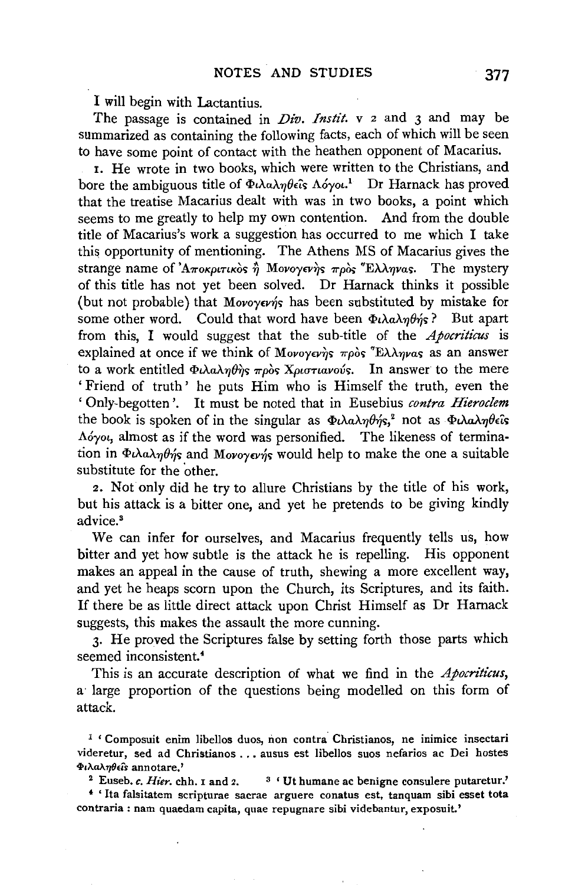I will begin with Lactantius.

The passage is contained in *Div. Instit.* v 2 and 3 and may be summarized as containing the following facts, each of which will be seen to have some point of contact with the heathen opponent of Macarius.

1. He wrote in two books, which were written to the Christians, and bore the ambiguous title of Φιλαληθεῖς Λόγοι.[1] Dr Harnack has proved that the treatise Macarius dealt with was in two books, a point which seems to me greatly to help my own contention. And from the double title of Macarius's work a suggestion has occurred to me which I take this opportunity of mentioning. The Athens MS of Macarius gives the strange name of Ἀποκριτικὸς ἢ Μονογενὴς πρὸς Ἕλληνας. The mystery of this title has not yet been solved. Dr Harnack thinks it possible (but not probable) that Μονογενής has been substituted by mistake for some other word. Could that word have been Φιλαληθής? But apart from this, I would suggest that the sub-title of the *Apocriticus* is explained at once if we think of Μονογενὴς πρὸς Ἕλληνας as an answer to a work entitled Φιλαληθὴς πρὸς Χριστιανούς. In answer to the mere 'Friend of truth' he puts Him who is Himself the truth, even the 'Only-begotten'. It must be noted that in Eusebius *contra Hieroclem* the book is spoken of in the singular as Φιλαληθής,[2] not as Φιλαληθεῖς Λόγοι, almost as if the word was personified. The likeness of termination in Φιλαληθής and Μονογενής would help to make the one a suitable substitute for the other.

2. Not only did he try to allure Christians by the title of his work, but his attack is a bitter one, and yet he pretends to be giving kindly advice.[3]

We can infer for ourselves, and Macarius frequently tells us, how bitter and yet how subtle is the attack he is repelling. His opponent makes an appeal in the cause of truth, shewing a more excellent way, and yet he heaps scorn upon the Church, its Scriptures, and its faith. If there be as little direct attack upon Christ Himself as Dr Harnack suggests, this makes the assault the more cunning.

3. He proved the Scriptures false by setting forth those parts which seemed inconsistent.[4]

This is an accurate description of what we find in the *Apocriticus*, a large proportion of the questions being modelled on this form of attack.

---

[1] 'Composuit enim libellos duos, non contra Christianos, ne inimice insectari videretur, sed ad Christianos ... ausus est libellos suos nefarios ac Dei hostes Φιλαληθεῖς annotare.'

[2] Euseb. *c. Hier.* chh. 1 and 2.

[3] 'Ut humane ac benigne consulere putaretur.'

[4] 'Ita falsitatem scripturae sacrae arguere conatus est, tanquam sibi esset tota contraria: nam quaedam capita, quae repugnare sibi videbantur, exposuit.'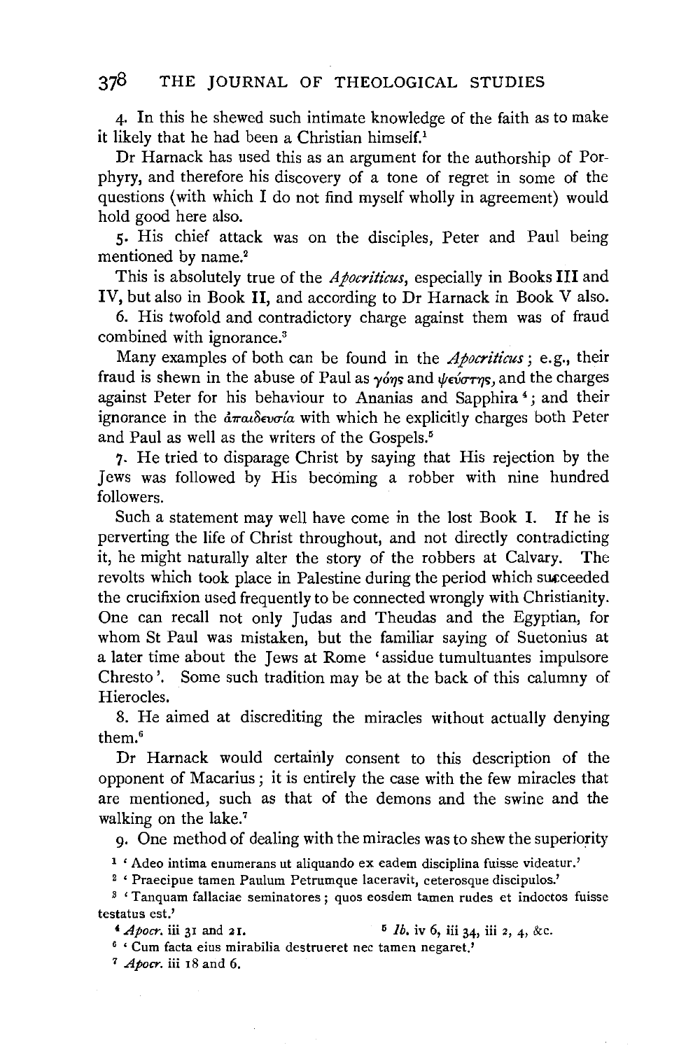4. In this he shewed such intimate knowledge of the faith as to make it likely that he had been a Christian himself.[1]

Dr Harnack has used this as an argument for the authorship of Porphyry, and therefore his discovery of a tone of regret in some of the questions (with which I do not find myself wholly in agreement) would hold good here also.

5. His chief attack was on the disciples, Peter and Paul being mentioned by name.[2]

This is absolutely true of the *Apocriticus*, especially in Books III and IV, but also in Book II, and according to Dr Harnack in Book V also.

6. His twofold and contradictory charge against them was of fraud combined with ignorance.[3]

Many examples of both can be found in the *Apocriticus*; e.g., their fraud is shewn in the abuse of Paul as γόης and ψεύστης, and the charges against Peter for his behaviour to Ananias and Sapphira[4]; and their ignorance in the ἀπαιδευσία with which he explicitly charges both Peter and Paul as well as the writers of the Gospels.[5]

7. He tried to disparage Christ by saying that His rejection by the Jews was followed by His becoming a robber with nine hundred followers.

Such a statement may well have come in the lost Book I. If he is perverting the life of Christ throughout, and not directly contradicting it, he might naturally alter the story of the robbers at Calvary. The revolts which took place in Palestine during the period which succeeded the crucifixion used frequently to be connected wrongly with Christianity. One can recall not only Judas and Theudas and the Egyptian, for whom St Paul was mistaken, but the familiar saying of Suetonius at a later time about the Jews at Rome 'assidue tumultuantes impulsore Chresto'. Some such tradition may be at the back of this calumny of Hierocles.

8. He aimed at discrediting the miracles without actually denying them.[6]

Dr Harnack would certainly consent to this description of the opponent of Macarius; it is entirely the case with the few miracles that are mentioned, such as that of the demons and the swine and the walking on the lake.[7]

9. One method of dealing with the miracles was to shew the superiority

---

[1] 'Adeo intima enumerans ut aliquando ex eadem disciplina fuisse videatur.'

[2] 'Praecipue tamen Paulum Petrumque laceravit, ceterosque discipulos.'

[3] 'Tanquam fallaciae seminatores; quos eosdem tamen rudes et indoctos fuisse testatus est.'

[4] *Apocr.* iii 31 and 21.

[5] *Ib.* iv 6, iii 34, iii 2, 4, &c.

[6] 'Cum facta eius mirabilia destrueret nec tamen negaret.'

[7] *Apocr.* iii 18 and 6.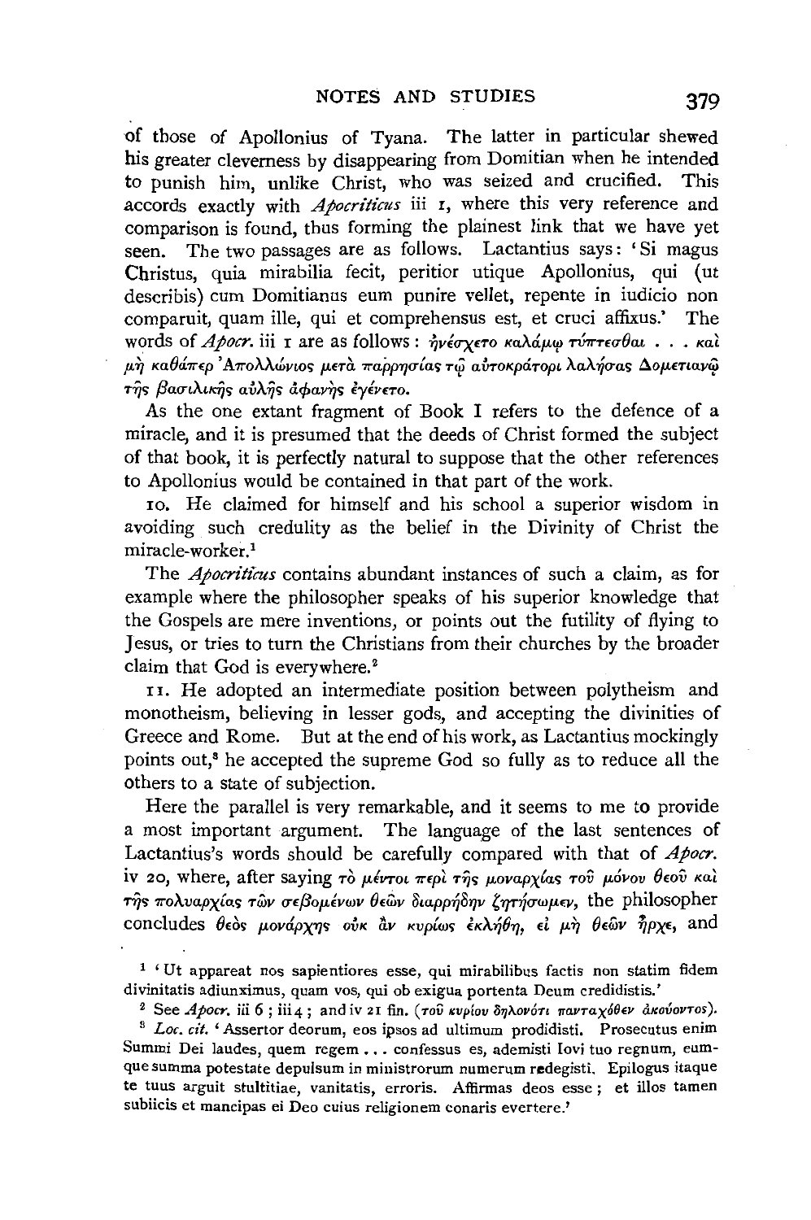of those of Apollonius of Tyana. The latter in particular shewed his greater cleverness by disappearing from Domitian when he intended to punish him, unlike Christ, who was seized and crucified. This accords exactly with *Apocriticus* iii 1, where this very reference and comparison is found, thus forming the plainest link that we have yet seen. The two passages are as follows. Lactantius says: 'Si magus Christus, quia mirabilia fecit, peritior utique Apollonius, qui (ut describis) cum Domitianus eum punire vellet, repente in iudicio non comparuit, quam ille, qui et comprehensus est, et cruci affixus.' The words of *Apocr.* iii 1 are as follows: ἠνέσχετο καλάμῳ τύπτεσθαι . . . καὶ μὴ καθάπερ Ἀπολλώνιος μετὰ παρρησίας τῷ αὐτοκράτορι λαλήσας Δομετιανῷ τῆς βασιλικῆς αὐλῆς ἀφανὴς ἐγένετο.

As the one extant fragment of Book I refers to the defence of a miracle, and it is presumed that the deeds of Christ formed the subject of that book, it is perfectly natural to suppose that the other references to Apollonius would be contained in that part of the work.

10. He claimed for himself and his school a superior wisdom in avoiding such credulity as the belief in the Divinity of Christ the miracle-worker.[1]

The *Apocriticus* contains abundant instances of such a claim, as for example where the philosopher speaks of his superior knowledge that the Gospels are mere inventions, or points out the futility of flying to Jesus, or tries to turn the Christians from their churches by the broader claim that God is everywhere.[2]

11. He adopted an intermediate position between polytheism and monotheism, believing in lesser gods, and accepting the divinities of Greece and Rome. But at the end of his work, as Lactantius mockingly points out,[3] he accepted the supreme God so fully as to reduce all the others to a state of subjection.

Here the parallel is very remarkable, and it seems to me to provide a most important argument. The language of the last sentences of Lactantius's words should be carefully compared with that of *Apocr.* iv 20, where, after saying τὸ μέντοι περὶ τῆς μοναρχίας τοῦ μόνου θεοῦ καὶ τῆς πολυαρχίας τῶν σεβομένων θεῶν διαρρήδην ζητήσωμεν, the philosopher concludes θεὸς μονάρχης οὐκ ἂν κυρίως ἐκλήθη, εἰ μὴ θεῶν ἦρχε, and

[1] 'Ut appareat nos sapientiores esse, qui mirabilibus factis non statim fidem divinitatis adiunximus, quam vos, qui ob exigua portenta Deum credidistis.'

[2] See *Apocr.* iii 6; iii 4; and iv 21 fin. (τοῦ κυρίου δηλονότι πανταχόθεν ἀκούοντος).

[3] *Loc. cit.* 'Assertor deorum, eos ipsos ad ultimum prodidisti. Prosecutus enim Summi Dei laudes, quem regem . . . confessus es, ademisti Iovi tuo regnum, eumque summa potestate depulsum in ministrorum numerum redegisti. Epilogus itaque te tuus arguit stultitiae, vanitatis, erroris. Affirmas deos esse; et illos tamen subiicis et mancipas ei Deo cuius religionem conaris evertere.'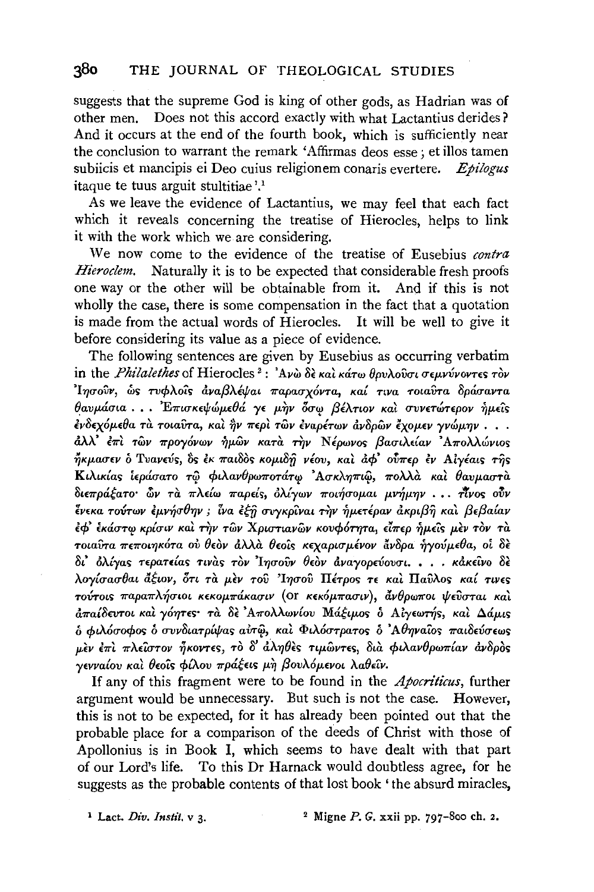suggests that the supreme God is king of other gods, as Hadrian was of other men. Does not this accord exactly with what Lactantius derides? And it occurs at the end of the fourth book, which is sufficiently near the conclusion to warrant the remark 'Affirmas deos esse; et illos tamen subiicis et mancipis ei Deo cuius religionem conaris evertere. *Epilogus* itaque te tuus arguit stultitiae'.[1]

As we leave the evidence of Lactantius, we may feel that each fact which it reveals concerning the treatise of Hierocles, helps to link it with the work which we are considering.

We now come to the evidence of the treatise of Eusebius *contra Hieroclem*. Naturally it is to be expected that considerable fresh proofs one way or the other will be obtainable from it. And if this is not wholly the case, there is some compensation in the fact that a quotation is made from the actual words of Hierocles. It will be well to give it before considering its value as a piece of evidence.

The following sentences are given by Eusebius as occurring verbatim in the *Philalethes* of Hierocles[2]: Ἀνὼ δὲ καὶ κάτω θρυλοῦσι σεμνύνοντες τὸν Ἰησοῦν, ὡς τυφλοῖς ἀναβλέψαι παρασχόντα, καί τινα τοιαῦτα δράσαντα θαυμάσια . . . Ἐπισκεψώμεθά γε μὴν ὅσῳ βέλτιον καὶ συνετώτερον ἡμεῖς ἐνδεχόμεθα τὰ τοιαῦτα, καὶ ἣν περὶ τῶν ἐναρέτων ἀνδρῶν ἔχομεν γνώμην . . . ἀλλ' ἐπὶ τῶν προγόνων ἡμῶν κατὰ τὴν Νέρωνος βασιλείαν Ἀπολλώνιος ἤκμασεν ὁ Τυανεύς, ὃς ἐκ παιδὸς κομιδῇ νέου, καὶ ἀφ' οὗπερ ἐν Αἰγέαις τῆς Κιλικίας ἱεράσατο τῷ φιλανθρωποτάτῳ Ἀσκληπιῷ, πολλὰ καὶ θαυμαστὰ διεπράξατο· ὧν τὰ πλείω παρείς, ὀλίγων ποιήσομαι μνήμην . . . τίνος οὖν ἕνεκα τούτων ἐμνήσθην; ἵνα ἐξῇ συγκρῖναι τὴν ἡμετέραν ἀκριβῆ καὶ βεβαίαν ἐφ' ἑκάστῳ κρίσιν καὶ τὴν τῶν Χριστιανῶν κουφότητα, εἴπερ ἡμεῖς μὲν τὸν τὰ τοιαῦτα πεποιηκότα οὐ θεὸν ἀλλὰ θεοῖς κεχαρισμένον ἄνδρα ἡγούμεθα, οἱ δὲ δι' ὀλίγας τερατείας τινὰς τὸν Ἰησοῦν θεὸν ἀναγορεύουσι. . . . κἀκεῖνο δὲ λογίσασθαι ἄξιον, ὅτι τὰ μὲν τοῦ Ἰησοῦ Πέτρος τε καὶ Παῦλος καί τινες τούτοις παραπλήσιοι κεκομπάκασιν (or κεκόμπασιν), ἄνθρωποι ψεῦσται καὶ ἀπαίδευτοι καὶ γόητες· τὰ δὲ Ἀπολλωνίου Μάξιμος ὁ Αἰγεώτης, καὶ Δάμις ὁ φιλόσοφος ὁ συνδιατρίψας αὐτῷ, καὶ Φιλόστρατος ὁ Ἀθηναῖος παιδεύσεως μὲν ἐπὶ πλεῖστον ἥκοντες, τὸ δ' ἀληθὲς τιμῶντες, διὰ φιλανθρωπίαν ἀνδρὸς γενναίου καὶ θεοῖς φίλου πράξεις μὴ βουλόμενοι λαθεῖν.

If any of this fragment were to be found in the *Apocriticus*, further argument would be unnecessary. But such is not the case. However, this is not to be expected, for it has already been pointed out that the probable place for a comparison of the deeds of Christ with those of Apollonius is in Book I, which seems to have dealt with that part of our Lord's life. To this Dr Harnack would doubtless agree, for he suggests as the probable contents of that lost book 'the absurd miracles,

[1] Lact. *Div. Instit.* v 3.

[2] Migne *P. G.* xxii pp. 797-800 ch. 2.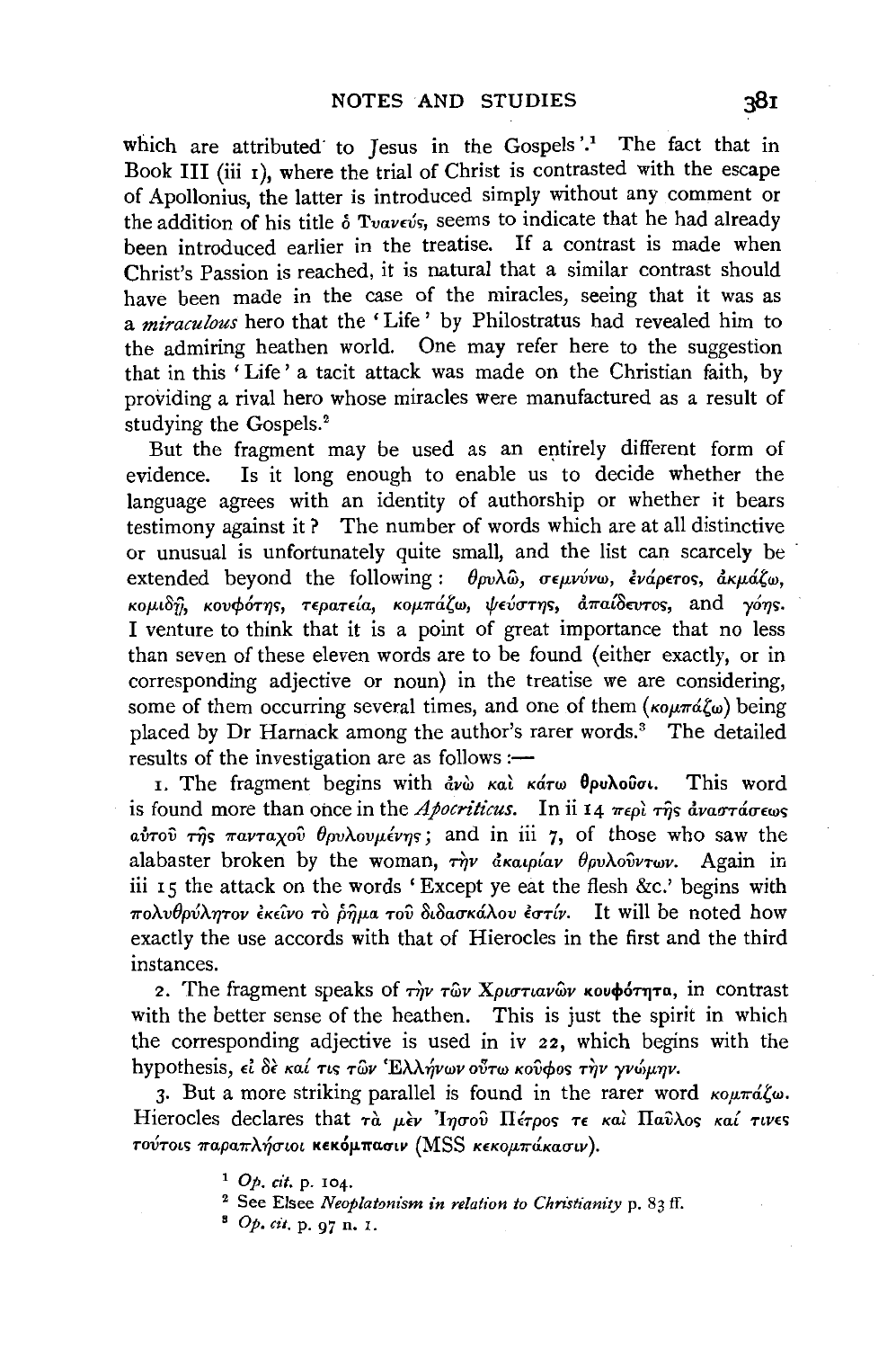which are attributed to Jesus in the Gospels'.[1] The fact that in Book III (iii 1), where the trial of Christ is contrasted with the escape of Apollonius, the latter is introduced simply without any comment or the addition of his title ὁ Τυανεύς, seems to indicate that he had already been introduced earlier in the treatise. If a contrast is made when Christ's Passion is reached, it is natural that a similar contrast should have been made in the case of the miracles, seeing that it was as a *miraculous* hero that the 'Life' by Philostratus had revealed him to the admiring heathen world. One may refer here to the suggestion that in this 'Life' a tacit attack was made on the Christian faith, by providing a rival hero whose miracles were manufactured as a result of studying the Gospels.[2]

But the fragment may be used as an entirely different form of evidence. Is it long enough to enable us to decide whether the language agrees with an identity of authorship or whether it bears testimony against it? The number of words which are at all distinctive or unusual is unfortunately quite small, and the list can scarcely be extended beyond the following: θρυλῶ, σεμνύνω, ἐνάρετος, ἀκμάζω, κομιδῇ, κουφότης, τερατεία, κομπάζω, ψεύστης, ἀπαίδευτος, and γόης. I venture to think that it is a point of great importance that no less than seven of these eleven words are to be found (either exactly, or in corresponding adjective or noun) in the treatise we are considering, some of them occurring several times, and one of them (κομπάζω) being placed by Dr Harnack among the author's rarer words.[3] The detailed results of the investigation are as follows:—

1. The fragment begins with ἀνὼ καὶ κάτω **θρυλοῦσι**. This word is found more than once in the *Apocriticus*. In ii 14 περὶ τῆς ἀναστάσεως αὐτοῦ τῆς πανταχοῦ θρυλουμένης; and in iii 7, of those who saw the alabaster broken by the woman, τὴν ἀκαιρίαν θρυλούντων. Again in iii 15 the attack on the words 'Except ye eat the flesh &c.' begins with πολυθρύλητον ἐκεῖνο τὸ ῥῆμα τοῦ διδασκάλου ἐστίν. It will be noted how exactly the use accords with that of Hierocles in the first and the third instances.

2. The fragment speaks of τὴν τῶν Χριστιανῶν **κουφότητα**, in contrast with the better sense of the heathen. This is just the spirit in which the corresponding adjective is used in iv 22, which begins with the hypothesis, εἰ δὲ καί τις τῶν Ἑλλήνων οὕτω κοῦφος τὴν γνώμην.

3. But a more striking parallel is found in the rarer word κομπάζω. Hierocles declares that τὰ μὲν Ἰησοῦ Πέτρος τε καὶ Παῦλος καί τινες τούτοις παραπλήσιοι **κεκόμπασιν** (MSS κεκομπάκασιν).

[1] *Op. cit.* p. 104.

[2] See Elsee *Neoplatonism in relation to Christianity* p. 83 ff.

[3] *Op. cit.* p. 97 n. 1.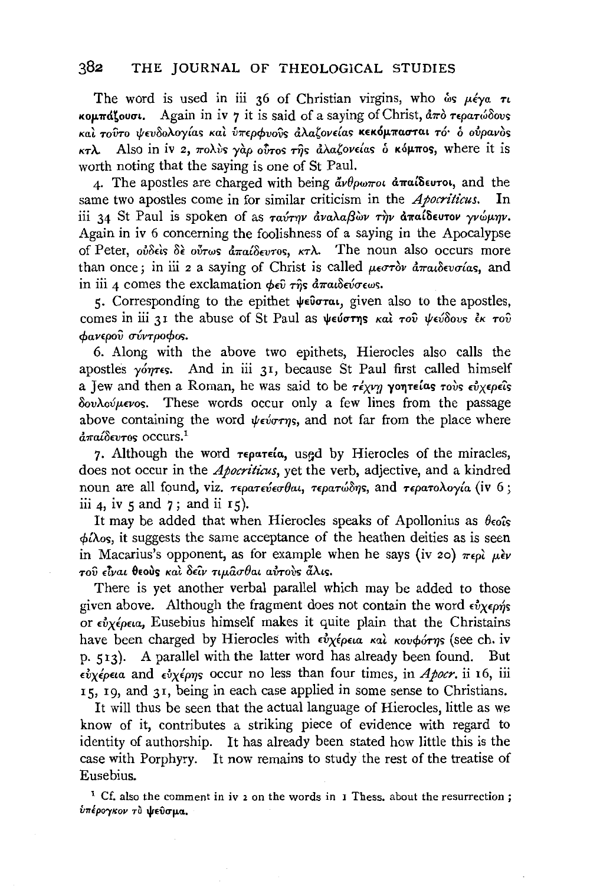The word is used in iii 36 of Christian virgins, who ὡς μέγα τι **κομπάζουσι**. Again in iv 7 it is said of a saying of Christ, ἀπὸ τερατώδους καὶ τοῦτο ψευδολογίας καὶ ὑπερφυοῦς ἀλαζονείας **κεκόμπασται** τό· ὁ οὐρανὸς κτλ. Also in iv 2, πολὺς γὰρ οὗτος τῆς ἀλαζονείας ὁ **κόμπος**, where it is worth noting that the saying is one of St Paul.

4. The apostles are charged with being ἄνθρωποι **ἀπαίδευτοι**, and the same two apostles come in for similar criticism in the *Apocriticus*. In iii 34 St Paul is spoken of as ταύτην ἀναλαβὼν τὴν **ἀπαίδευτον** γνώμην. Again in iv 6 concerning the foolishness of a saying in the Apocalypse of Peter, οὐδεὶς δὲ οὕτως ἀπαίδευτος, κτλ. The noun also occurs more than once; in iii 2 a saying of Christ is called μεστὸν ἀπαιδευσίας, and in iii 4 comes the exclamation φεῦ τῆς ἀπαιδεύσεως.

5. Corresponding to the epithet **ψεῦσται**, given also to the apostles, comes in iii 31 the abuse of St Paul as **ψεύστης** καὶ τοῦ ψεύδους ἐκ τοῦ φανεροῦ σύντροφος.

6. Along with the above two epithets, Hierocles also calls the apostles γόητες. And in iii 31, because St Paul first called himself a Jew and then a Roman, he was said to be τέχνῃ **γοητείας** τοὺς εὐχερεῖς δουλούμενος. These words occur only a few lines from the passage above containing the word ψεύστης, and not far from the place where ἀπαίδευτος occurs.[1]

7. Although the word **τερατεία**, used by Hierocles of the miracles, does not occur in the *Apocriticus*, yet the verb, adjective, and a kindred noun are all found, viz. τερατεύεσθαι, τερατώδης, and τερατολογία (iv 6; iii 4, iv 5 and 7; and ii 15).

It may be added that when Hierocles speaks of Apollonius as θεοῖς φίλος, it suggests the same acceptance of the heathen deities as is seen in Macarius's opponent, as for example when he says (iv 20) περὶ μὲν τοῦ εἶναι **θεοὺς** καὶ δεῖν τιμᾶσθαι αὐτοὺς ἅλις.

There is yet another verbal parallel which may be added to those given above. Although the fragment does not contain the word εὐχερής or εὐχέρεια, Eusebius himself makes it quite plain that the Christains have been charged by Hierocles with εὐχέρεια καὶ κουφότης (see ch. iv p. 513). A parallel with the latter word has already been found. But εὐχέρεια and εὐχέρης occur no less than four times, in *Apocr.* ii 16, iii 15, 19, and 31, being in each case applied in some sense to Christians.

It will thus be seen that the actual language of Hierocles, little as we know of it, contributes a striking piece of evidence with regard to identity of authorship. It has already been stated how little this is the case with Porphyry. It now remains to study the rest of the treatise of Eusebius.

[1] Cf. also the comment in iv 2 on the words in 1 Thess. about the resurrection; ὑπέρογκον τὸ **ψεῦσμα**.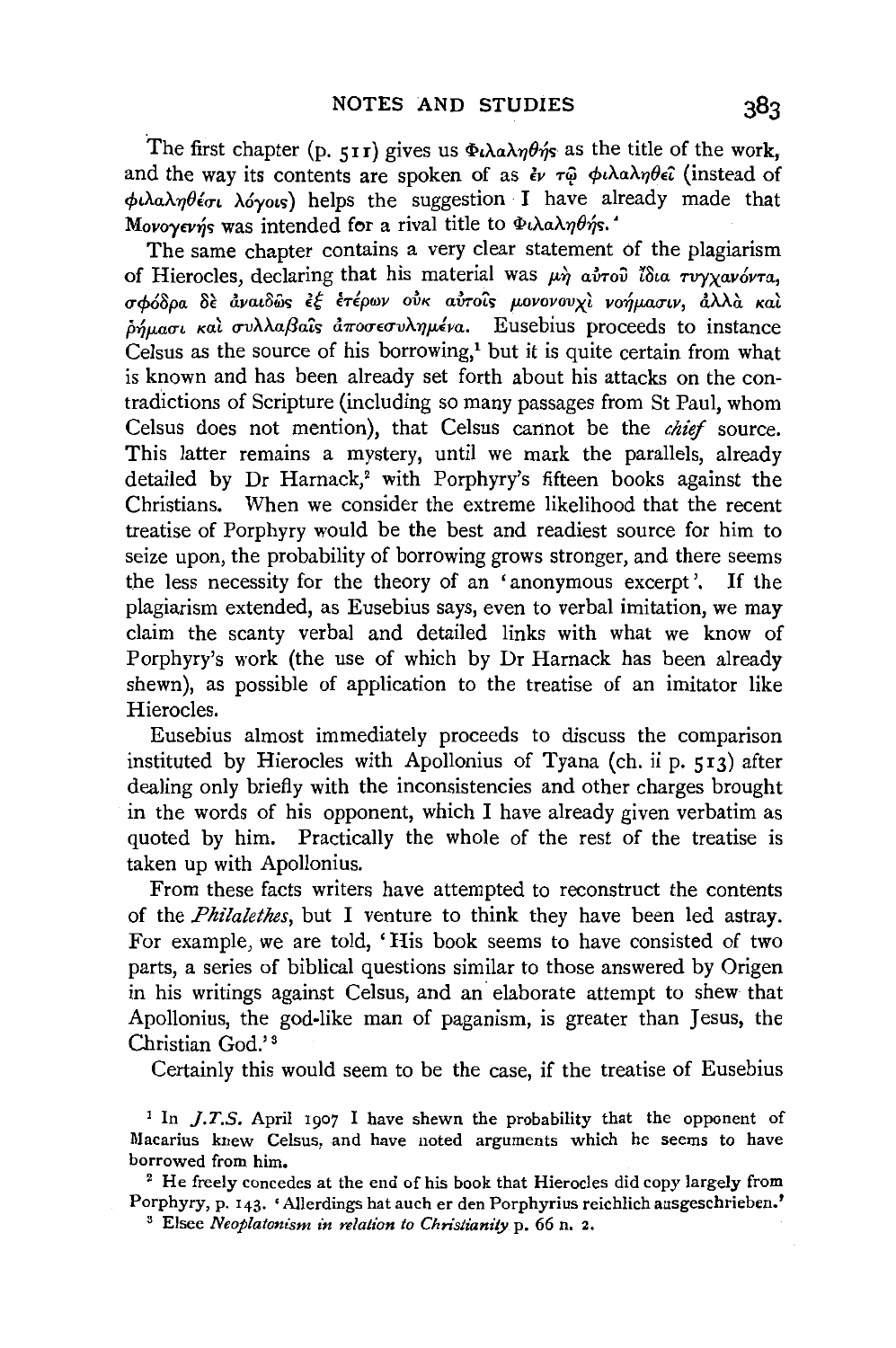The first chapter (p. 511) gives us Φιλαληθής as the title of the work, and the way its contents are spoken of as ἐν τῷ φιλαληθεῖ (instead of φιλαληθέσι λόγοις) helps the suggestion I have already made that Μονογενής was intended for a rival title to Φιλαληθής.

The same chapter contains a very clear statement of the plagiarism of Hierocles, declaring that his material was μὴ αὐτοῦ ἴδια τυγχανόντα, σφόδρα δὲ ἀναιδῶς ἐξ ἑτέρων οὐκ αὐτοῖς μονονουχὶ νοήμασιν, ἀλλὰ καὶ ῥήμασι καὶ συλλαβαῖς ἀποσεσυλημένα. Eusebius proceeds to instance Celsus as the source of his borrowing,[1] but it is quite certain from what is known and has been already set forth about his attacks on the contradictions of Scripture (including so many passages from St Paul, whom Celsus does not mention), that Celsus cannot be the *chief* source. This latter remains a mystery, until we mark the parallels, already detailed by Dr Harnack,[2] with Porphyry's fifteen books against the Christians. When we consider the extreme likelihood that the recent treatise of Porphyry would be the best and readiest source for him to seize upon, the probability of borrowing grows stronger, and there seems the less necessity for the theory of an 'anonymous excerpt'. If the plagiarism extended, as Eusebius says, even to verbal imitation, we may claim the scanty verbal and detailed links with what we know of Porphyry's work (the use of which by Dr Harnack has been already shewn), as possible of application to the treatise of an imitator like Hierocles.

Eusebius almost immediately proceeds to discuss the comparison instituted by Hierocles with Apollonius of Tyana (ch. ii p. 513) after dealing only briefly with the inconsistencies and other charges brought in the words of his opponent, which I have already given verbatim as quoted by him. Practically the whole of the rest of the treatise is taken up with Apollonius.

From these facts writers have attempted to reconstruct the contents of the *Philalethes*, but I venture to think they have been led astray. For example, we are told, 'His book seems to have consisted of two parts, a series of biblical questions similar to those answered by Origen in his writings against Celsus, and an elaborate attempt to shew that Apollonius, the god-like man of paganism, is greater than Jesus, the Christian God.'[3]

Certainly this would seem to be the case, if the treatise of Eusebius

---

[1] In *J.T.S.* April 1907 I have shewn the probability that the opponent of Macarius knew Celsus, and have noted arguments which he seems to have borrowed from him.

[2] He freely concedes at the end of his book that Hierocles did copy largely from Porphyry, p. 143. 'Allerdings hat auch er den Porphyrius reichlich ausgeschrieben.'

[3] Elsee *Neoplatonism in relation to Christianity* p. 66 n. 2.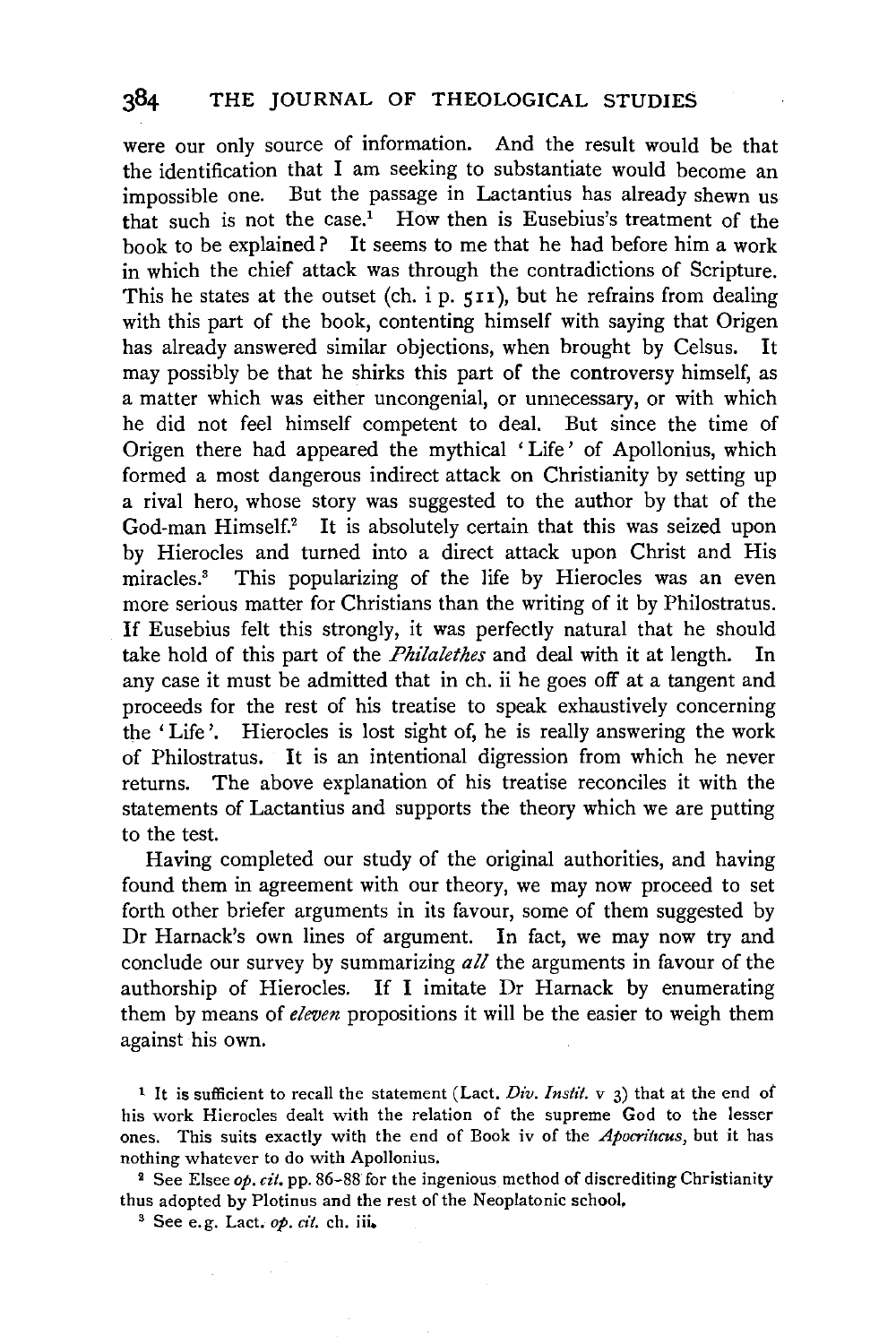were our only source of information. And the result would be that the identification that I am seeking to substantiate would become an impossible one. But the passage in Lactantius has already shewn us that such is not the case.[1] How then is Eusebius's treatment of the book to be explained? It seems to me that he had before him a work in which the chief attack was through the contradictions of Scripture. This he states at the outset (ch. i p. 511), but he refrains from dealing with this part of the book, contenting himself with saying that Origen has already answered similar objections, when brought by Celsus. It may possibly be that he shirks this part of the controversy himself, as a matter which was either uncongenial, or unnecessary, or with which he did not feel himself competent to deal. But since the time of Origen there had appeared the mythical 'Life' of Apollonius, which formed a most dangerous indirect attack on Christianity by setting up a rival hero, whose story was suggested to the author by that of the God-man Himself.[2] It is absolutely certain that this was seized upon by Hierocles and turned into a direct attack upon Christ and His miracles.[3] This popularizing of the life by Hierocles was an even more serious matter for Christians than the writing of it by Philostratus. If Eusebius felt this strongly, it was perfectly natural that he should take hold of this part of the *Philalethes* and deal with it at length. In any case it must be admitted that in ch. ii he goes off at a tangent and proceeds for the rest of his treatise to speak exhaustively concerning the 'Life'. Hierocles is lost sight of, he is really answering the work of Philostratus. It is an intentional digression from which he never returns. The above explanation of his treatise reconciles it with the statements of Lactantius and supports the theory which we are putting to the test.

Having completed our study of the original authorities, and having found them in agreement with our theory, we may now proceed to set forth other briefer arguments in its favour, some of them suggested by Dr Harnack's own lines of argument. In fact, we may now try and conclude our survey by summarizing *all* the arguments in favour of the authorship of Hierocles. If I imitate Dr Harnack by enumerating them by means of *eleven* propositions it will be the easier to weigh them against his own.

[1] It is sufficient to recall the statement (Lact. *Div. Instit.* v 3) that at the end of his work Hierocles dealt with the relation of the supreme God to the lesser ones. This suits exactly with the end of Book iv of the *Apocriticus*, but it has nothing whatever to do with Apollonius.

[2] See Elsee *op. cit.* pp. 86–88 for the ingenious method of discrediting Christianity thus adopted by Plotinus and the rest of the Neoplatonic school.

[3] See e.g. Lact. *op. cit.* ch. iii.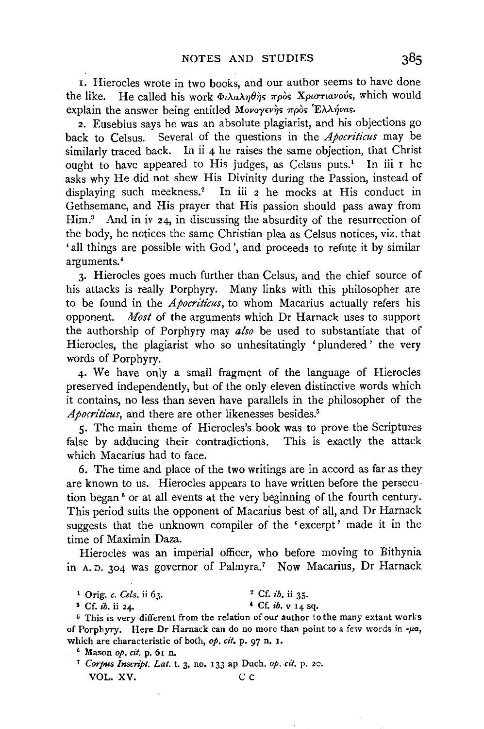1. Hierocles wrote in two books, and our author seems to have done the like. He called his work Φιλαληθὴς πρὸς Χριστιανούς, which would explain the answer being entitled Μονογενὴς πρὸς Ἕλληνας.

2. Eusebius says he was an absolute plagiarist, and his objections go back to Celsus. Several of the questions in the *Apocriticus* may be similarly traced back. In ii 4 he raises the same objection, that Christ ought to have appeared to His judges, as Celsus puts.[1] In iii 1 he asks why He did not shew His Divinity during the Passion, instead of displaying such meekness.[2] In iii 2 he mocks at His conduct in Gethsemane, and His prayer that His passion should pass away from Him.[3] And in iv 24, in discussing the absurdity of the resurrection of the body, he notices the same Christian plea as Celsus notices, viz. that 'all things are possible with God', and proceeds to refute it by similar arguments.[4]

3. Hierocles goes much further than Celsus, and the chief source of his attacks is really Porphyry. Many links with this philosopher are to be found in the *Apocriticus*, to whom Macarius actually refers his opponent. *Most* of the arguments which Dr Harnack uses to support the authorship of Porphyry may *also* be used to substantiate that of Hierocles, the plagiarist who so unhesitatingly 'plundered' the very words of Porphyry.

4. We have only a small fragment of the language of Hierocles preserved independently, but of the only eleven distinctive words which it contains, no less than seven have parallels in the philosopher of the *Apocriticus*, and there are other likenesses besides.[5]

5. The main theme of Hierocles's book was to prove the Scriptures false by adducing their contradictions. This is exactly the attack which Macarius had to face.

6. The time and place of the two writings are in accord as far as they are known to us. Hierocles appears to have written before the persecution began[6] or at all events at the very beginning of the fourth century. This period suits the opponent of Macarius best of all, and Dr Harnack suggests that the unknown compiler of the 'excerpt' made it in the time of Maximin Daza.

Hierocles was an imperial officer, who before moving to Bithynia in A.D. 304 was governor of Palmyra.[7] Now Macarius, Dr Harnack

---

[1] Orig. *c. Cels.* ii 63.

[2] Cf. *ib.* ii 35.

[3] Cf. *ib.* ii 24.

[4] Cf. *ib.* v 14 sq.

[5] This is very different from the relation of our author to the many extant works of Porphyry. Here Dr Harnack can do no more than point to a few words in -μα, which are characteristic of both, *op. cit.* p. 97 n. 1.

[6] Mason *op. cit.* p. 61 n.

[7] *Corpus Inscript. Lat.* t. 3, no. 133 ap Duch. *op. cit.* p. 20.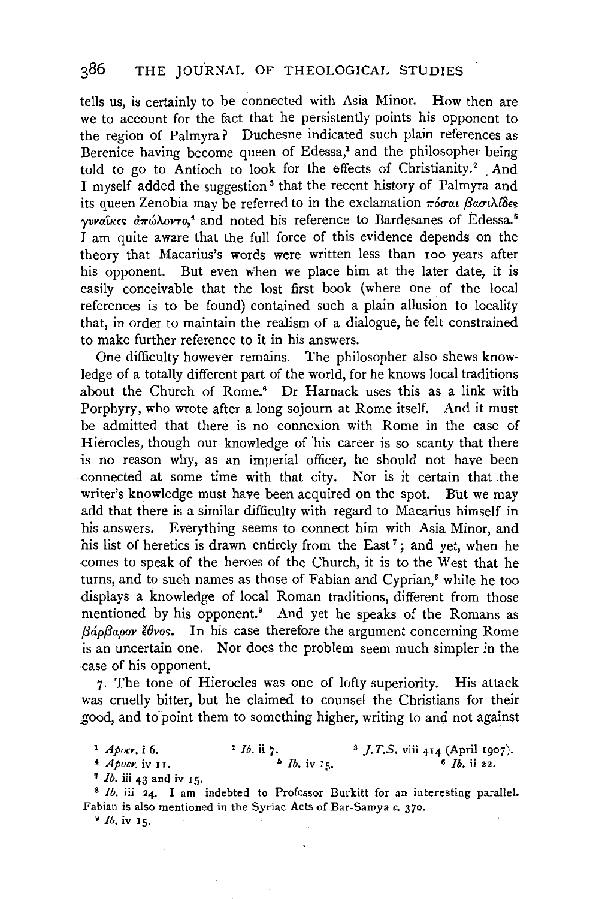tells us, is certainly to be connected with Asia Minor. How then are we to account for the fact that he persistently points his opponent to the region of Palmyra? Duchesne indicated such plain references as Berenice having become queen of Edessa,[1] and the philosopher being told to go to Antioch to look for the effects of Christianity.[2] And I myself added the suggestion[3] that the recent history of Palmyra and its queen Zenobia may be referred to in the exclamation πόσαι βασιλίδες γυναῖκες ἀπώλοντο,[4] and noted his reference to Bardesanes of Edessa.[5] I am quite aware that the full force of this evidence depends on the theory that Macarius's words were written less than 100 years after his opponent. But even when we place him at the later date, it is easily conceivable that the lost first book (where one of the local references is to be found) contained such a plain allusion to locality that, in order to maintain the realism of a dialogue, he felt constrained to make further reference to it in his answers.

One difficulty however remains. The philosopher also shews knowledge of a totally different part of the world, for he knows local traditions about the Church of Rome.[6] Dr Harnack uses this as a link with Porphyry, who wrote after a long sojourn at Rome itself. And it must be admitted that there is no connexion with Rome in the case of Hierocles, though our knowledge of his career is so scanty that there is no reason why, as an imperial officer, he should not have been connected at some time with that city. Nor is it certain that the writer's knowledge must have been acquired on the spot. But we may add that there is a similar difficulty with regard to Macarius himself in his answers. Everything seems to connect him with Asia Minor, and his list of heretics is drawn entirely from the East[7]; and yet, when he comes to speak of the heroes of the Church, it is to the West that he turns, and to such names as those of Fabian and Cyprian,[8] while he too displays a knowledge of local Roman traditions, different from those mentioned by his opponent.[9] And yet he speaks of the Romans as βάρβαρον ἔθνος. In his case therefore the argument concerning Rome is an uncertain one. Nor does the problem seem much simpler in the case of his opponent.

7. The tone of Hierocles was one of lofty superiority. His attack was cruelly bitter, but he claimed to counsel the Christians for their good, and to point them to something higher, writing to and not against

[1] *Apocr.* i 6. [2] *Ib.* ii 7. [3] *J.T.S.* viii 414 (April 1907).
[4] *Apocr.* iv 11. [5] *Ib.* iv 15. [6] *Ib.* ii 22.
[7] *Ib.* iii 43 and iv 15.
[8] *Ib.* iii 24. I am indebted to Professor Burkitt for an interesting parallel. Fabian is also mentioned in the Syriac Acts of Bar-Samya *c.* 370.
[9] *Ib.* iv 15.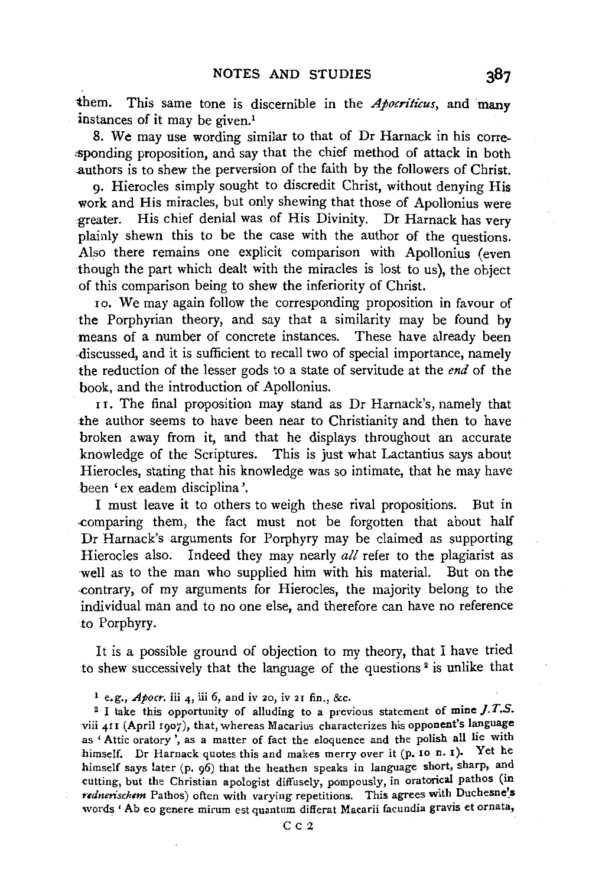them. This same tone is discernible in the *Apocriticus*, and many instances of it may be given.[1]

8. We may use wording similar to that of Dr Harnack in his corresponding proposition, and say that the chief method of attack in both authors is to shew the perversion of the faith by the followers of Christ.

9. Hierocles simply sought to discredit Christ, without denying His work and His miracles, but only shewing that those of Apollonius were greater. His chief denial was of His Divinity. Dr Harnack has very plainly shewn this to be the case with the author of the questions. Also there remains one explicit comparison with Apollonius (even though the part which dealt with the miracles is lost to us), the object of this comparison being to shew the inferiority of Christ.

10. We may again follow the corresponding proposition in favour of the Porphyrian theory, and say that a similarity may be found by means of a number of concrete instances. These have already been discussed, and it is sufficient to recall two of special importance, namely the reduction of the lesser gods to a state of servitude at the *end* of the book, and the introduction of Apollonius.

11. The final proposition may stand as Dr Harnack's, namely that the author seems to have been near to Christianity and then to have broken away from it, and that he displays throughout an accurate knowledge of the Scriptures. This is just what Lactantius says about Hierocles, stating that his knowledge was so intimate, that he may have been 'ex eadem disciplina'.

I must leave it to others to weigh these rival propositions. But in comparing them, the fact must not be forgotten that about half Dr Harnack's arguments for Porphyry may be claimed as supporting Hierocles also. Indeed they may nearly *all* refer to the plagiarist as well as to the man who supplied him with his material. But on the contrary, of my arguments for Hierocles, the majority belong to the individual man and to no one else, and therefore can have no reference to Porphyry.

It is a possible ground of objection to my theory, that I have tried to shew successively that the language of the questions[2] is unlike that

[1] e.g., *Apocr.* iii 4, iii 6, and iv 20, iv 21 fin., &c.

[2] I take this opportunity of alluding to a previous statement of mine *J.T.S.* viii 411 (April 1907), that, whereas Macarius characterizes his opponent's language as 'Attic oratory', as a matter of fact the eloquence and the polish all lie with himself. Dr Harnack quotes this and makes merry over it (p. 10 n. 1). Yet he himself says later (p. 96) that the heathen speaks in language short, sharp, and cutting, but the Christian apologist diffusely, pompously, in oratorical pathos (in *rednerischem* Pathos) often with varying repetitions. This agrees with Duchesne's words 'Ab eo genere mirum est quantum differat Macarii facundia gravis et ornata,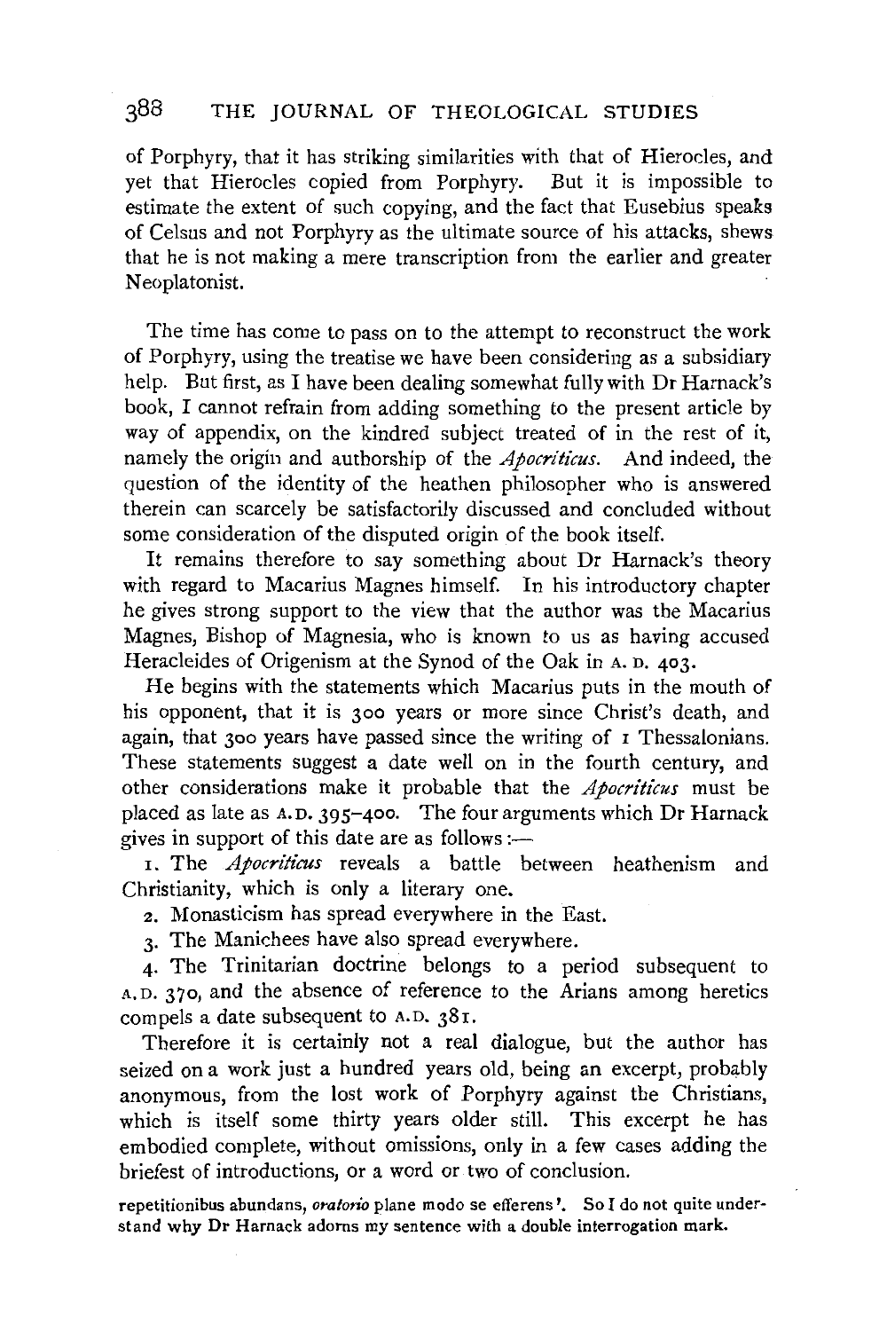of Porphyry, that it has striking similarities with that of Hierocles, and yet that Hierocles copied from Porphyry. But it is impossible to estimate the extent of such copying, and the fact that Eusebius speaks of Celsus and not Porphyry as the ultimate source of his attacks, shews that he is not making a mere transcription from the earlier and greater Neoplatonist.

The time has come to pass on to the attempt to reconstruct the work of Porphyry, using the treatise we have been considering as a subsidiary help. But first, as I have been dealing somewhat fully with Dr Harnack's book, I cannot refrain from adding something to the present article by way of appendix, on the kindred subject treated of in the rest of it, namely the origin and authorship of the *Apocriticus*. And indeed, the question of the identity of the heathen philosopher who is answered therein can scarcely be satisfactorily discussed and concluded without some consideration of the disputed origin of the book itself.

It remains therefore to say something about Dr Harnack's theory with regard to Macarius Magnes himself. In his introductory chapter he gives strong support to the view that the author was the Macarius Magnes, Bishop of Magnesia, who is known to us as having accused Heracleides of Origenism at the Synod of the Oak in A. D. 403.

He begins with the statements which Macarius puts in the mouth of his opponent, that it is 300 years or more since Christ's death, and again, that 300 years have passed since the writing of 1 Thessalonians. These statements suggest a date well on in the fourth century, and other considerations make it probable that the *Apocriticus* must be placed as late as A.D. 395–400. The four arguments which Dr Harnack gives in support of this date are as follows:—

1. The *Apocriticus* reveals a battle between heathenism and Christianity, which is only a literary one.
2. Monasticism has spread everywhere in the East.
3. The Manichees have also spread everywhere.
4. The Trinitarian doctrine belongs to a period subsequent to A.D. 370, and the absence of reference to the Arians among heretics compels a date subsequent to A.D. 381.

Therefore it is certainly not a real dialogue, but the author has seized on a work just a hundred years old, being an excerpt, probably anonymous, from the lost work of Porphyry against the Christians, which is itself some thirty years older still. This excerpt he has embodied complete, without omissions, only in a few cases adding the briefest of introductions, or a word or two of conclusion.

repetitionibus abundans, *oratorio* plane modo se efferens'. So I do not quite understand why Dr Harnack adorns my sentence with a double interrogation mark.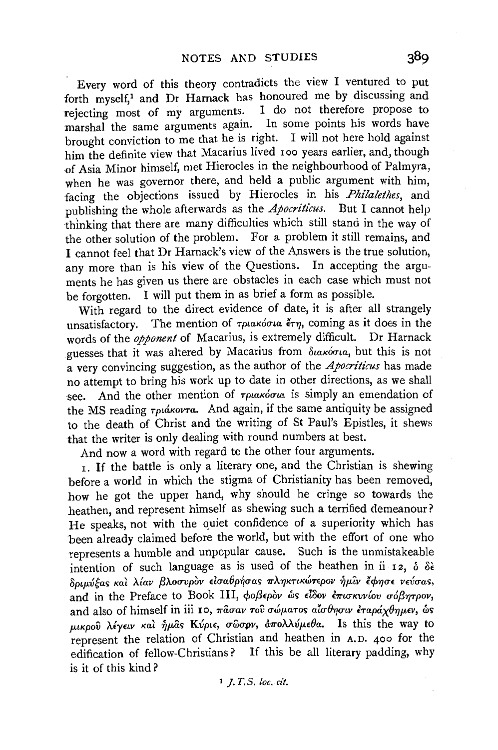Every word of this theory contradicts the view I ventured to put forth myself,[1] and Dr Harnack has honoured me by discussing and rejecting most of my arguments. I do not therefore propose to marshal the same arguments again. In some points his words have brought conviction to me that he is right. I will not here hold against him the definite view that Macarius lived 100 years earlier, and, though of Asia Minor himself, met Hierocles in the neighbourhood of Palmyra, when he was governor there, and held a public argument with him, facing the objections issued by Hierocles in his *Philalethes*, and publishing the whole afterwards as the *Apocriticus*. But I cannot help thinking that there are many difficulties which still stand in the way of the other solution of the problem. For a problem it still remains, and I cannot feel that Dr Harnack's view of the Answers is the true solution, any more than is his view of the Questions. In accepting the arguments he has given us there are obstacles in each case which must not be forgotten. I will put them in as brief a form as possible.

With regard to the direct evidence of date, it is after all strangely unsatisfactory. The mention of τριακόσια ἔτη, coming as it does in the words of the *opponent* of Macarius, is extremely difficult. Dr Harnack guesses that it was altered by Macarius from διακόσια, but this is not a very convincing suggestion, as the author of the *Apocriticus* has made no attempt to bring his work up to date in other directions, as we shall see. And the other mention of τριακόσια is simply an emendation of the MS reading τριάκοντα. And again, if the same antiquity be assigned to the death of Christ and the writing of St Paul's Epistles, it shews that the writer is only dealing with round numbers at best.

And now a word with regard to the other four arguments.

1. If the battle is only a literary one, and the Christian is shewing before a world in which the stigma of Christianity has been removed, how he got the upper hand, why should he cringe so towards the heathen, and represent himself as shewing such a terrified demeanour? He speaks, not with the quiet confidence of a superiority which has been already claimed before the world, but with the effort of one who represents a humble and unpopular cause. Such is the unmistakeable intention of such language as is used of the heathen in ii 12, ὁ δὲ δριμύξας καὶ λίαν βλοσυρὸν εἰσαθρήσας πληκτικώτερον ἡμῖν ἔφησε νεύσας, and in the Preface to Book III, φοβερὸν ὡς εἶδον ἐπισκυνίου σόβητρον, and also of himself in iii 10, πᾶσαν τοῦ σώματος αἴσθησιν ἐταράχθημεν, ὡς μικροῦ λέγειν καὶ ἡμᾶς Κύριε, σῶσον, ἀπολλύμεθα. Is this the way to represent the relation of Christian and heathen in A.D. 400 for the edification of fellow-Christians? If this be all literary padding, why is it of this kind?

[1] *J.T.S. loc. cit.*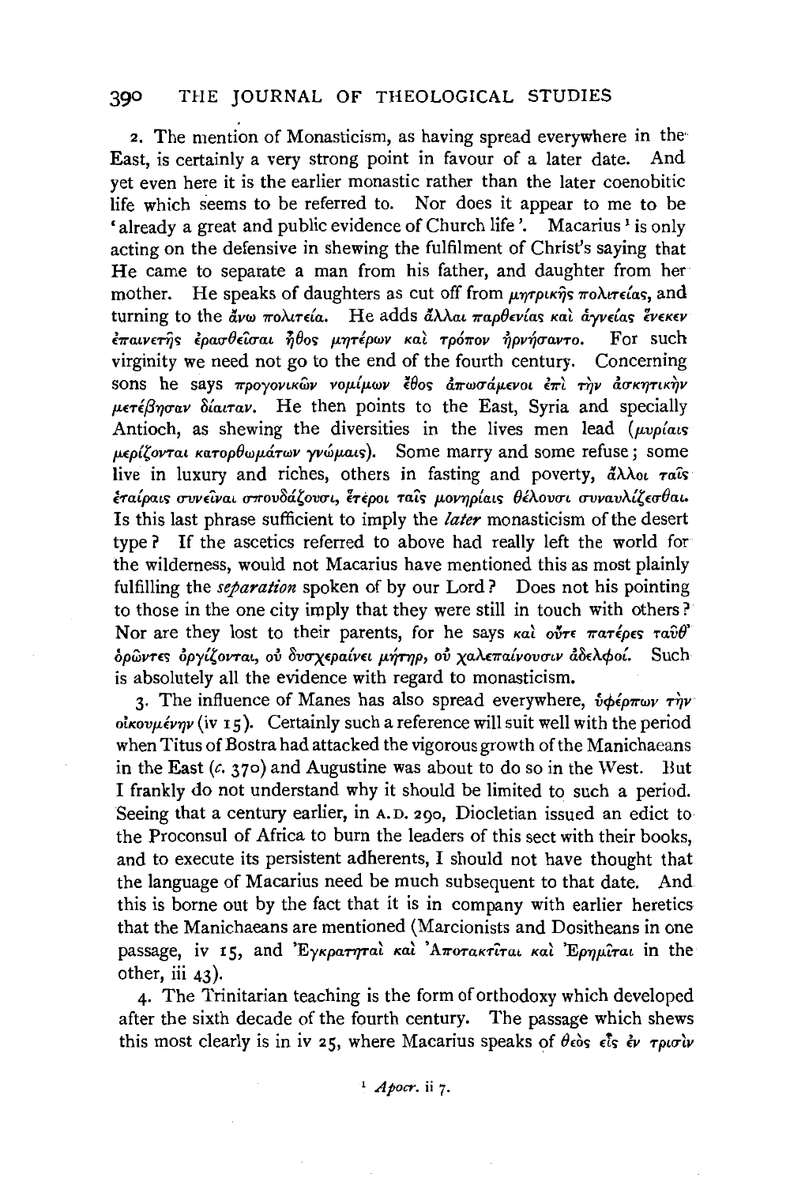2. The mention of Monasticism, as having spread everywhere in the East, is certainly a very strong point in favour of a later date. And yet even here it is the earlier monastic rather than the later coenobitic life which seems to be referred to. Nor does it appear to me to be 'already a great and public evidence of Church life'. Macarius[1] is only acting on the defensive in shewing the fulfilment of Christ's saying that He came to separate a man from his father, and daughter from her mother. He speaks of daughters as cut off from μητρικῆς πολιτείας, and turning to the ἄνω πολιτεία. He adds ἄλλαι παρθενίας καὶ ἁγνείας ἕνεκεν ἐπαινετῆς ἐρασθεῖσαι ἦθος μητέρων καὶ τρόπον ἠρνήσαντο. For such virginity we need not go to the end of the fourth century. Concerning sons he says προγονικῶν νομίμων ἔθος ἀπωσάμενοι ἐπὶ τὴν ἀσκητικὴν μετέβησαν δίαιταν. He then points to the East, Syria and specially Antioch, as shewing the diversities in the lives men lead (μυρίαις μερίζονται κατορθωμάτων γνώμαις). Some marry and some refuse; some live in luxury and riches, others in fasting and poverty, ἄλλοι ταῖς ἑταίραις συνεῖναι σπουδάζουσι, ἕτεροι ταῖς μονηρίαις θέλουσι συναυλίζεσθαι. Is this last phrase sufficient to imply the *later* monasticism of the desert type? If the ascetics referred to above had really left the world for the wilderness, would not Macarius have mentioned this as most plainly fulfilling the *separation* spoken of by our Lord? Does not his pointing to those in the one city imply that they were still in touch with others? Nor are they lost to their parents, for he says καὶ οὔτε πατέρες ταῦθ' ὁρῶντες ὀργίζονται, οὐ δυσχεραίνει μήτηρ, οὐ χαλεπαίνουσιν ἀδελφοί. Such is absolutely all the evidence with regard to monasticism.

3. The influence of Manes has also spread everywhere, ὑφέρπων τὴν οἰκουμένην (iv 15). Certainly such a reference will suit well with the period when Titus of Bostra had attacked the vigorous growth of the Manichaeans in the East (*c.* 370) and Augustine was about to do so in the West. But I frankly do not understand why it should be limited to such a period. Seeing that a century earlier, in A.D. 290, Diocletian issued an edict to the Proconsul of Africa to burn the leaders of this sect with their books, and to execute its persistent adherents, I should not have thought that the language of Macarius need be much subsequent to that date. And this is borne out by the fact that it is in company with earlier heretics that the Manichaeans are mentioned (Marcionists and Dositheans in one passage, iv 15, and Ἐγκρατηταὶ καὶ Ἀποτακτῖται καὶ Ἐρημῖται in the other, iii 43).

4. The Trinitarian teaching is the form of orthodoxy which developed after the sixth decade of the fourth century. The passage which shews this most clearly is in iv 25, where Macarius speaks of θεὸς εἷς ἐν τρισὶν

[1] *Apocr.* ii 7.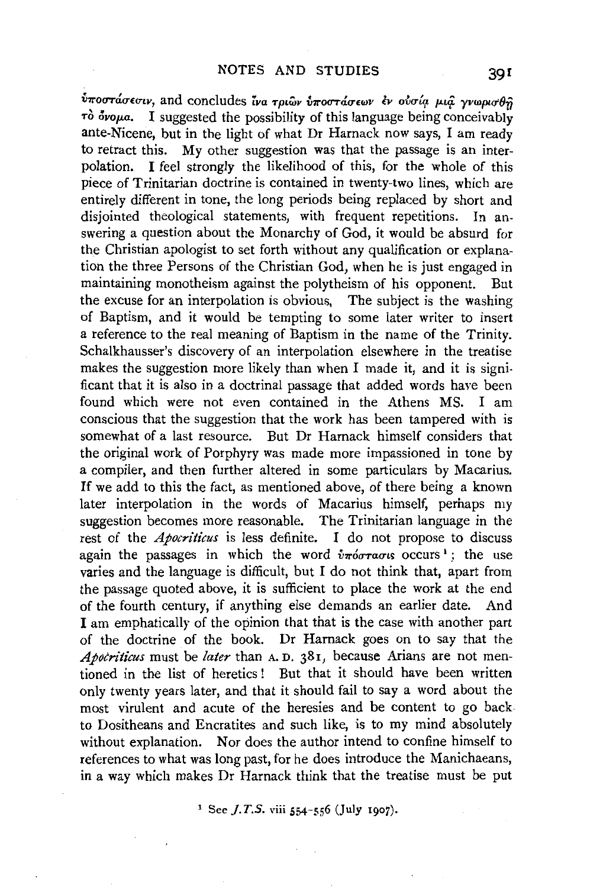ὑποστάσεσιν, and concludes ἵνα τριῶν ὑποστάσεων ἐν οὐσίᾳ μιᾷ γνωρισθῇ τὸ ὄνομα. I suggested the possibility of this language being conceivably ante-Nicene, but in the light of what Dr Harnack now says, I am ready to retract this. My other suggestion was that the passage is an interpolation. I feel strongly the likelihood of this, for the whole of this piece of Trinitarian doctrine is contained in twenty-two lines, which are entirely different in tone, the long periods being replaced by short and disjointed theological statements, with frequent repetitions. In answering a question about the Monarchy of God, it would be absurd for the Christian apologist to set forth without any qualification or explanation the three Persons of the Christian God, when he is just engaged in maintaining monotheism against the polytheism of his opponent. But the excuse for an interpolation is obvious. The subject is the washing of Baptism, and it would be tempting to some later writer to insert a reference to the real meaning of Baptism in the name of the Trinity. Schalkhausser's discovery of an interpolation elsewhere in the treatise makes the suggestion more likely than when I made it, and it is significant that it is also in a doctrinal passage that added words have been found which were not even contained in the Athens MS. I am conscious that the suggestion that the work has been tampered with is somewhat of a last resource. But Dr Harnack himself considers that the original work of Porphyry was made more impassioned in tone by a compiler, and then further altered in some particulars by Macarius. If we add to this the fact, as mentioned above, of there being a known later interpolation in the words of Macarius himself, perhaps my suggestion becomes more reasonable. The Trinitarian language in the rest of the *Apocriticus* is less definite. I do not propose to discuss again the passages in which the word ὑπόστασις occurs[1]; the use varies and the language is difficult, but I do not think that, apart from the passage quoted above, it is sufficient to place the work at the end of the fourth century, if anything else demands an earlier date. And I am emphatically of the opinion that that is the case with another part of the doctrine of the book. Dr Harnack goes on to say that the *Apocriticus* must be *later* than A. D. 381, because Arians are not mentioned in the list of heretics! But that it should have been written only twenty years later, and that it should fail to say a word about the most virulent and acute of the heresies and be content to go back to Dositheans and Encratites and such like, is to my mind absolutely without explanation. Nor does the author intend to confine himself to references to what was long past, for he does introduce the Manichaeans, in a way which makes Dr Harnack think that the treatise must be put

[1] See *J.T.S.* viii 554–556 (July 1907).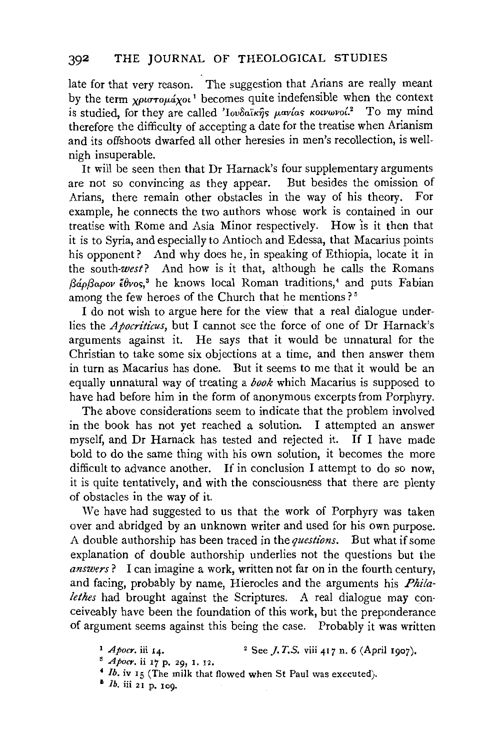late for that very reason. The suggestion that Arians are really meant by the term χριστομάχοι[1] becomes quite indefensible when the context is studied, for they are called Ἰουδαϊκῆς μανίας κοινωνοί.[2] To my mind therefore the difficulty of accepting a date for the treatise when Arianism and its offshoots dwarfed all other heresies in men's recollection, is well-nigh insuperable.

It will be seen then that Dr Harnack's four supplementary arguments are not so convincing as they appear. But besides the omission of Arians, there remain other obstacles in the way of his theory. For example, he connects the two authors whose work is contained in our treatise with Rome and Asia Minor respectively. How is it then that it is to Syria, and especially to Antioch and Edessa, that Macarius points his opponent? And why does he, in speaking of Ethiopia, locate it in the south-*west*? And how is it that, although he calls the Romans βάρβαρον ἔθνος,[3] he knows local Roman traditions,[4] and puts Fabian among the few heroes of the Church that he mentions?[5]

I do not wish to argue here for the view that a real dialogue underlies the *Apocriticus*, but I cannot see the force of one of Dr Harnack's arguments against it. He says that it would be unnatural for the Christian to take some six objections at a time, and then answer them in turn as Macarius has done. But it seems to me that it would be an equally unnatural way of treating a *book* which Macarius is supposed to have had before him in the form of anonymous excerpts from Porphyry.

The above considerations seem to indicate that the problem involved in the book has not yet reached a solution. I attempted an answer myself, and Dr Harnack has tested and rejected it. If I have made bold to do the same thing with his own solution, it becomes the more difficult to advance another. If in conclusion I attempt to do so now, it is quite tentatively, and with the consciousness that there are plenty of obstacles in the way of it.

We have had suggested to us that the work of Porphyry was taken over and abridged by an unknown writer and used for his own purpose. A double authorship has been traced in the *questions*. But what if some explanation of double authorship underlies not the questions but the *answers*? I can imagine a work, written not far on in the fourth century, and facing, probably by name, Hierocles and the arguments his *Philalethes* had brought against the Scriptures. A real dialogue may conceivably have been the foundation of this work, but the preponderance of argument seems against this being the case. Probably it was written

[1] *Apocr.* iii 14.

[2] See *J.T.S.* viii 417 n. 6 (April 1907).

[3] *Apocr.* ii 17 p. 29, l. 12.

[4] *Ib.* iv 15 (The milk that flowed when St Paul was executed).

[5] *Ib.* iii 21 p. 109.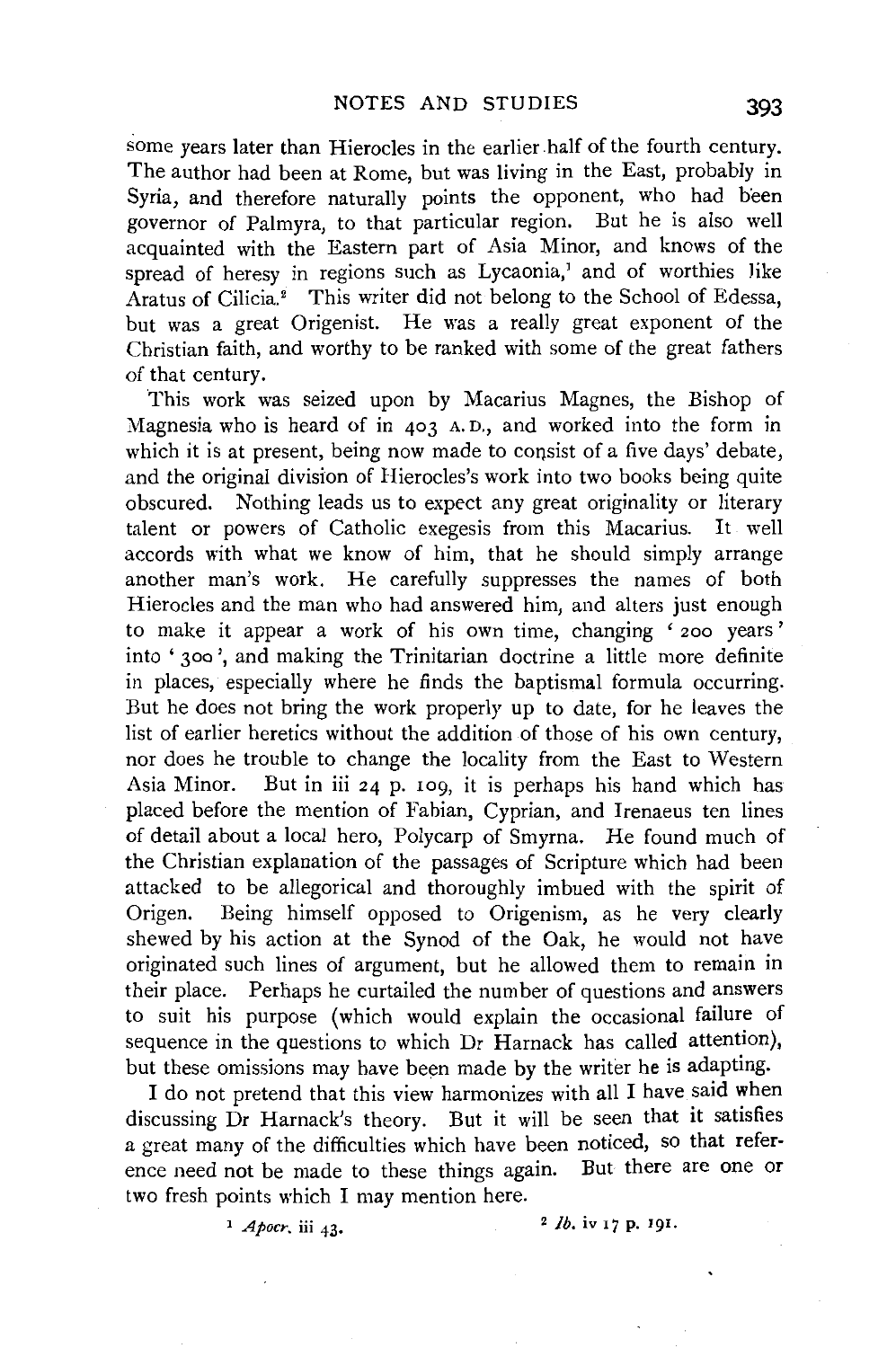some years later than Hierocles in the earlier half of the fourth century. The author had been at Rome, but was living in the East, probably in Syria, and therefore naturally points the opponent, who had been governor of Palmyra, to that particular region. But he is also well acquainted with the Eastern part of Asia Minor, and knows of the spread of heresy in regions such as Lycaonia,[1] and of worthies like Aratus of Cilicia.[2] This writer did not belong to the School of Edessa, but was a great Origenist. He was a really great exponent of the Christian faith, and worthy to be ranked with some of the great fathers of that century.

This work was seized upon by Macarius Magnes, the Bishop of Magnesia who is heard of in 403 A.D., and worked into the form in which it is at present, being now made to consist of a five days' debate, and the original division of Hierocles's work into two books being quite obscured. Nothing leads us to expect any great originality or literary talent or powers of Catholic exegesis from this Macarius. It well accords with what we know of him, that he should simply arrange another man's work. He carefully suppresses the names of both Hierocles and the man who had answered him, and alters just enough to make it appear a work of his own time, changing '200 years' into '300', and making the Trinitarian doctrine a little more definite in places, especially where he finds the baptismal formula occurring. But he does not bring the work properly up to date, for he leaves the list of earlier heretics without the addition of those of his own century, nor does he trouble to change the locality from the East to Western Asia Minor. But in iii 24 p. 109, it is perhaps his hand which has placed before the mention of Fabian, Cyprian, and Irenaeus ten lines of detail about a local hero, Polycarp of Smyrna. He found much of the Christian explanation of the passages of Scripture which had been attacked to be allegorical and thoroughly imbued with the spirit of Origen. Being himself opposed to Origenism, as he very clearly shewed by his action at the Synod of the Oak, he would not have originated such lines of argument, but he allowed them to remain in their place. Perhaps he curtailed the number of questions and answers to suit his purpose (which would explain the occasional failure of sequence in the questions to which Dr Harnack has called attention), but these omissions may have been made by the writer he is adapting.

I do not pretend that this view harmonizes with all I have said when discussing Dr Harnack's theory. But it will be seen that it satisfies a great many of the difficulties which have been noticed, so that reference need not be made to these things again. But there are one or two fresh points which I may mention here.

[1] *Apocr.* iii 43.

[2] *Ib.* iv 17 p. 191.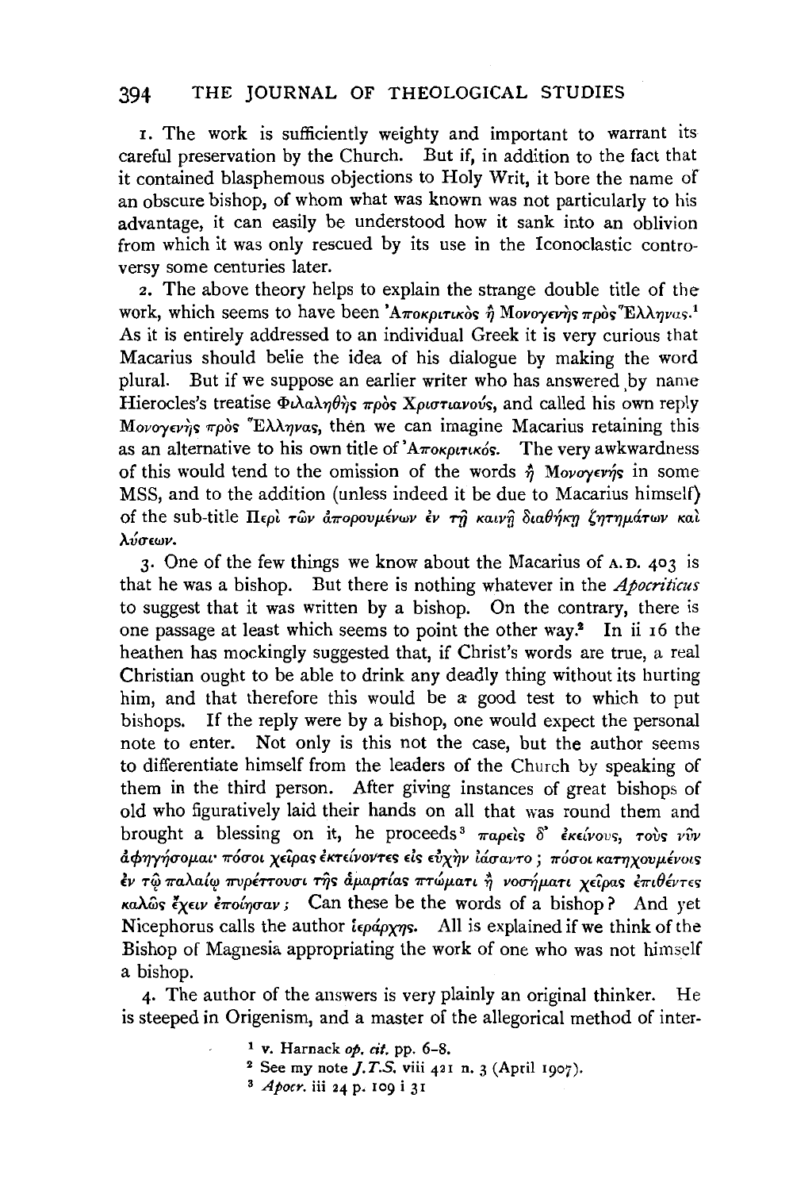1. The work is sufficiently weighty and important to warrant its careful preservation by the Church. But if, in addition to the fact that it contained blasphemous objections to Holy Writ, it bore the name of an obscure bishop, of whom what was known was not particularly to his advantage, it can easily be understood how it sank into an oblivion from which it was only rescued by its use in the Iconoclastic controversy some centuries later.

2. The above theory helps to explain the strange double title of the work, which seems to have been Ἀποκριτικὸς ἢ Μονογενὴς πρὸς Ἕλληνας.[1] As it is entirely addressed to an individual Greek it is very curious that Macarius should belie the idea of his dialogue by making the word plural. But if we suppose an earlier writer who has answered by name Hierocles's treatise Φιλαληθὴς πρὸς Χριστιανούς, and called his own reply Μονογενὴς πρὸς Ἕλληνας, then we can imagine Macarius retaining this as an alternative to his own title of Ἀποκριτικός. The very awkwardness of this would tend to the omission of the words ἢ Μονογενής in some MSS, and to the addition (unless indeed it be due to Macarius himself) of the sub-title Περὶ τῶν ἀπορουμένων ἐν τῇ καινῇ διαθήκῃ ζητημάτων καὶ λύσεων.

3. One of the few things we know about the Macarius of A.D. 403 is that he was a bishop. But there is nothing whatever in the *Apocriticus* to suggest that it was written by a bishop. On the contrary, there is one passage at least which seems to point the other way.[2] In ii 16 the heathen has mockingly suggested that, if Christ's words are true, a real Christian ought to be able to drink any deadly thing without its hurting him, and that therefore this would be a good test to which to put bishops. If the reply were by a bishop, one would expect the personal note to enter. Not only is this not the case, but the author seems to differentiate himself from the leaders of the Church by speaking of them in the third person. After giving instances of great bishops of old who figuratively laid their hands on all that was round them and brought a blessing on it, he proceeds[3] παρεὶς δ' ἐκείνους, τοὺς νῦν ἀφηγήσομαι· πόσοι χεῖρας ἐκτείνοντες εἰς εὐχὴν ἰάσαντο; πόσοι κατηχουμένοις ἐν τῷ παλαίῳ πυρέττουσι τῆς ἁμαρτίας πτώματι ἢ νοσήματι χεῖρας ἐπιθέντες καλῶς ἔχειν ἐποίησαν; Can these be the words of a bishop? And yet Nicephorus calls the author ἱεράρχης. All is explained if we think of the Bishop of Magnesia appropriating the work of one who was not himself a bishop.

4. The author of the answers is very plainly an original thinker. He is steeped in Origenism, and a master of the allegorical method of inter-

[1] v. Harnack *op. cit.* pp. 6–8.

[2] See my note *J.T.S.* viii 421 n. 3 (April 1907).

[3] *Apocr.* iii 24 p. 109 i 31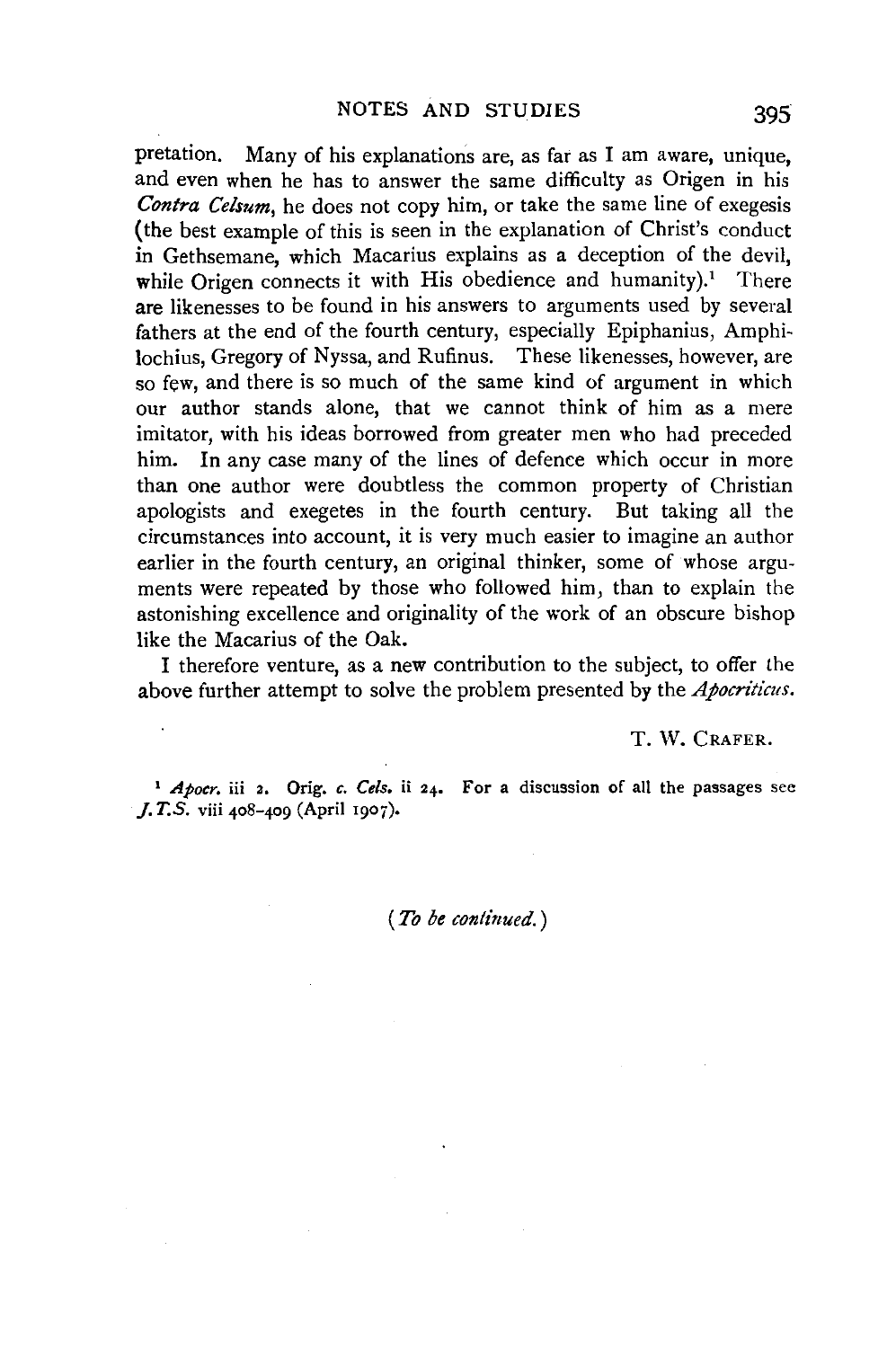pretation. Many of his explanations are, as far as I am aware, unique, and even when he has to answer the same difficulty as Origen in his *Contra Celsum*, he does not copy him, or take the same line of exegesis (the best example of this is seen in the explanation of Christ's conduct in Gethsemane, which Macarius explains as a deception of the devil, while Origen connects it with His obedience and humanity).[1] There are likenesses to be found in his answers to arguments used by several fathers at the end of the fourth century, especially Epiphanius, Amphilochius, Gregory of Nyssa, and Rufinus. These likenesses, however, are so few, and there is so much of the same kind of argument in which our author stands alone, that we cannot think of him as a mere imitator, with his ideas borrowed from greater men who had preceded him. In any case many of the lines of defence which occur in more than one author were doubtless the common property of Christian apologists and exegetes in the fourth century. But taking all the circumstances into account, it is very much easier to imagine an author earlier in the fourth century, an original thinker, some of whose arguments were repeated by those who followed him, than to explain the astonishing excellence and originality of the work of an obscure bishop like the Macarius of the Oak.

I therefore venture, as a new contribution to the subject, to offer the above further attempt to solve the problem presented by the *Apocriticus*.

T. W. CRAFER.

[1] *Apocr.* iii 2. Orig. *c. Cels.* ii 24. For a discussion of all the passages see *J.T.S.* viii 408–409 (April 1907).

(*To be continued.*)